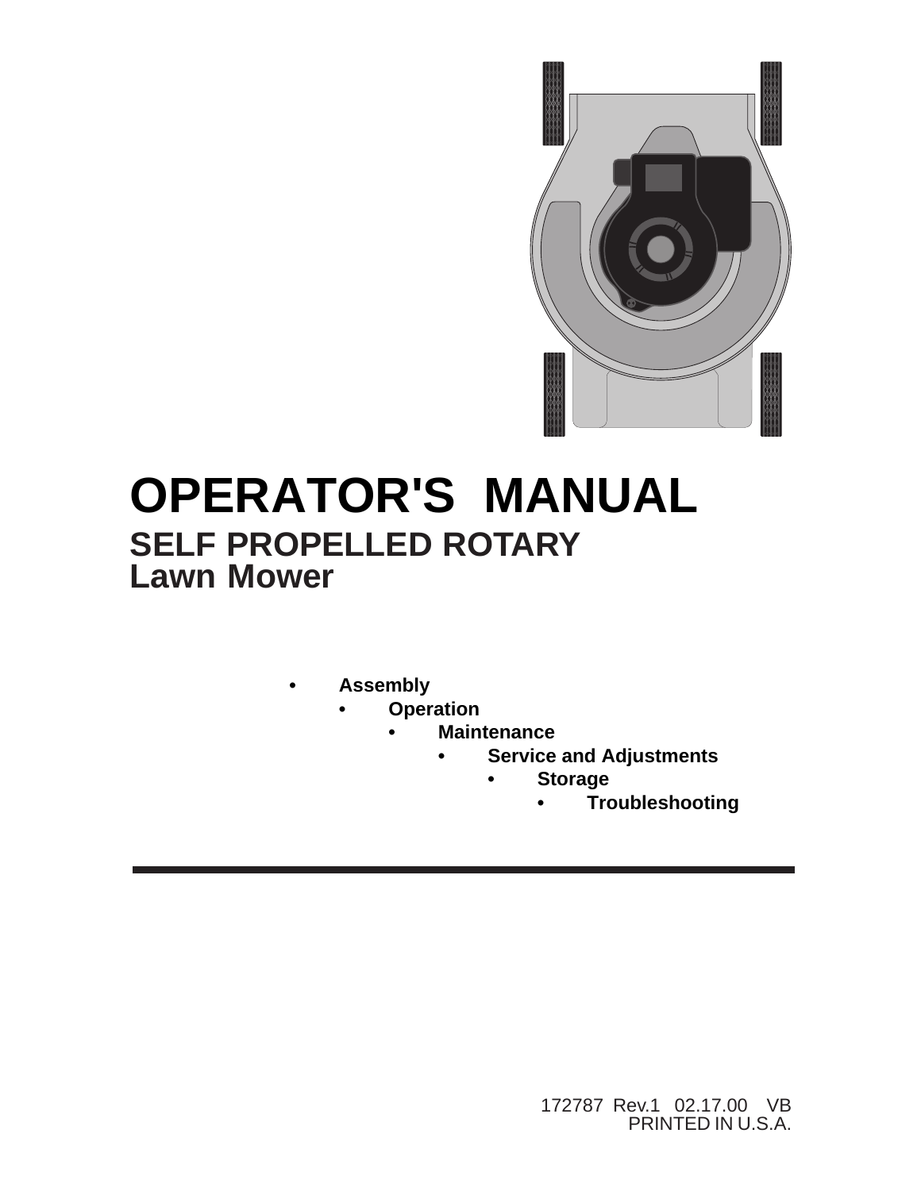# OPERATOR'S MANUAL

## SELF PROPELLED ROTARY
## Lawn Mower

- **Assembly**
- **Operation**
- **Maintenance**
- **Service and Adjustments**
- **Storage**
- **Troubleshooting**

172787 Rev.1 02.17.00 VB
PRINTED IN U.S.A.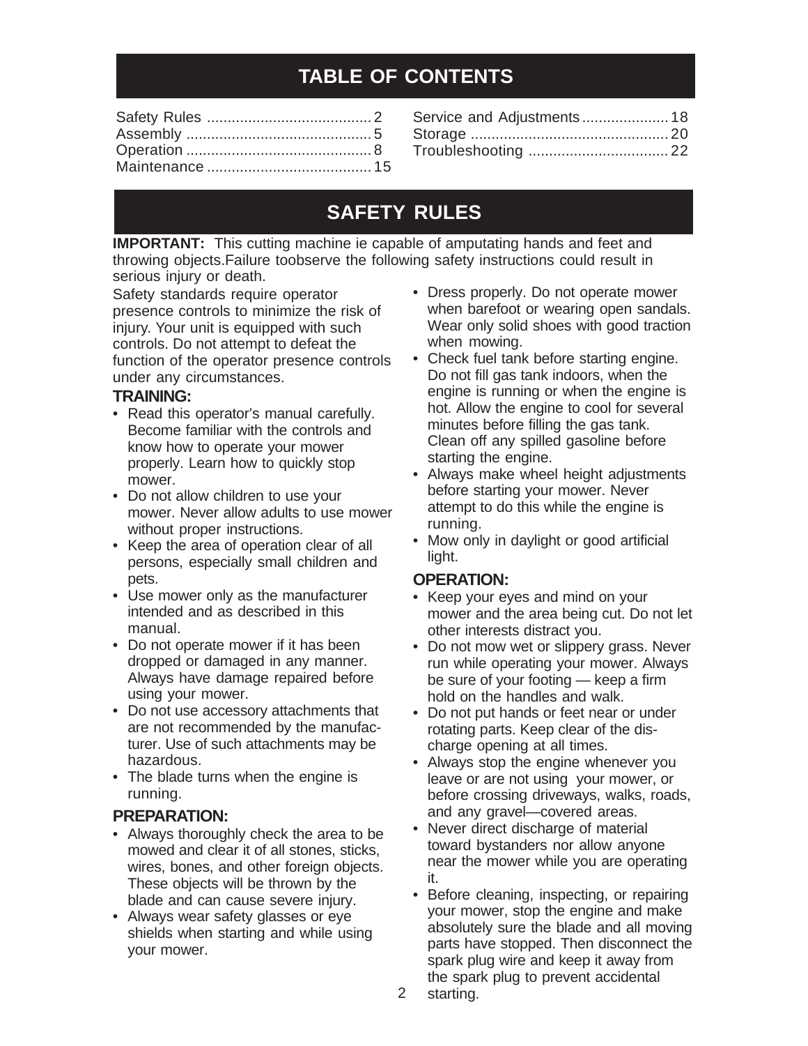# TABLE OF CONTENTS

Safety Rules ........................................ 2
Assembly ............................................. 5
Operation ............................................. 8
Maintenance ........................................ 15
Service and Adjustments ..................... 18
Storage ................................................ 20
Troubleshooting .................................. 22

# SAFETY RULES

**IMPORTANT:** This cutting machine ie capable of amputating hands and feet and throwing objects.Failure toobserve the following safety instructions could result in serious injury or death.

Safety standards require operator presence controls to minimize the risk of injury. Your unit is equipped with such controls. Do not attempt to defeat the function of the operator presence controls under any circumstances.

## TRAINING:

- Read this operator's manual carefully. Become familiar with the controls and know how to operate your mower properly. Learn how to quickly stop mower.
- Do not allow children to use your mower. Never allow adults to use mower without proper instructions.
- Keep the area of operation clear of all persons, especially small children and pets.
- Use mower only as the manufacturer intended and as described in this manual.
- Do not operate mower if it has been dropped or damaged in any manner. Always have damage repaired before using your mower.
- Do not use accessory attachments that are not recommended by the manufacturer. Use of such attachments may be hazardous.
- The blade turns when the engine is running.

## PREPARATION:

- Always thoroughly check the area to be mowed and clear it of all stones, sticks, wires, bones, and other foreign objects. These objects will be thrown by the blade and can cause severe injury.
- Always wear safety glasses or eye shields when starting and while using your mower.
- Dress properly. Do not operate mower when barefoot or wearing open sandals. Wear only solid shoes with good traction when mowing.
- Check fuel tank before starting engine. Do not fill gas tank indoors, when the engine is running or when the engine is hot. Allow the engine to cool for several minutes before filling the gas tank. Clean off any spilled gasoline before starting the engine.
- Always make wheel height adjustments before starting your mower. Never attempt to do this while the engine is running.
- Mow only in daylight or good artificial light.

## OPERATION:

- Keep your eyes and mind on your mower and the area being cut. Do not let other interests distract you.
- Do not mow wet or slippery grass. Never run while operating your mower. Always be sure of your footing — keep a firm hold on the handles and walk.
- Do not put hands or feet near or under rotating parts. Keep clear of the discharge opening at all times.
- Always stop the engine whenever you leave or are not using your mower, or before crossing driveways, walks, roads, and any gravel—covered areas.
- Never direct discharge of material toward bystanders nor allow anyone near the mower while you are operating it.
- Before cleaning, inspecting, or repairing your mower, stop the engine and make absolutely sure the blade and all moving parts have stopped. Then disconnect the spark plug wire and keep it away from the spark plug to prevent accidental starting.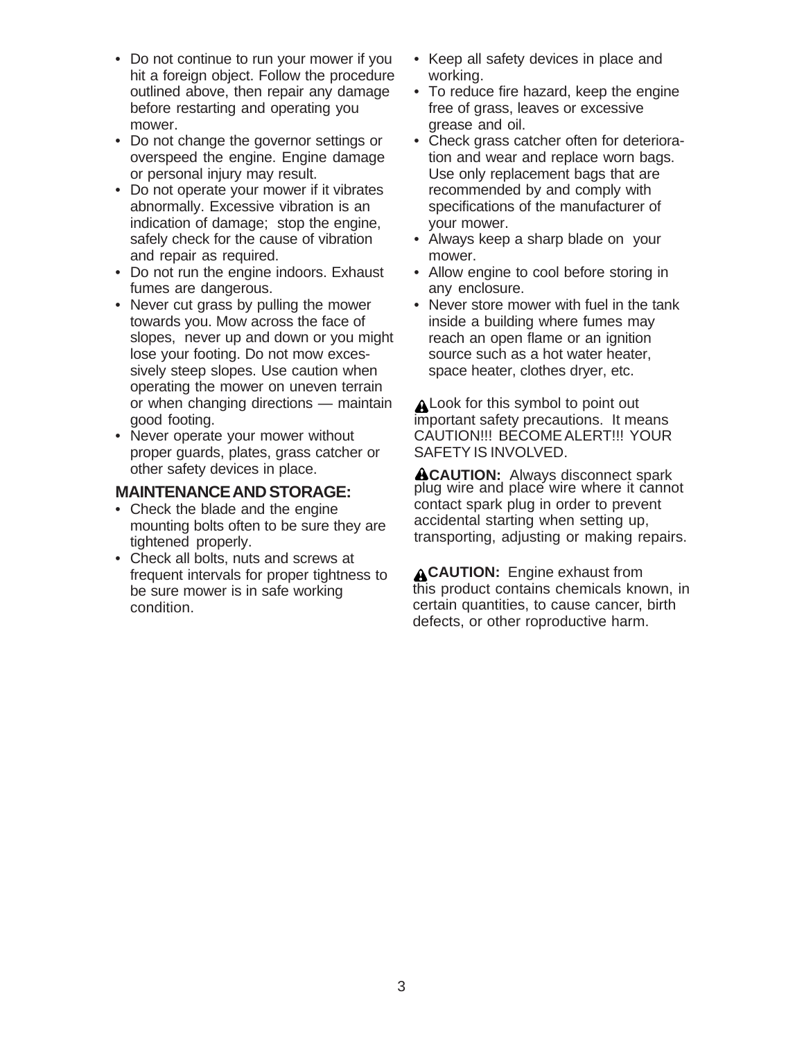- Do not continue to run your mower if you hit a foreign object. Follow the procedure outlined above, then repair any damage before restarting and operating you mower.
- Do not change the governor settings or overspeed the engine. Engine damage or personal injury may result.
- Do not operate your mower if it vibrates abnormally. Excessive vibration is an indication of damage; stop the engine, safely check for the cause of vibration and repair as required.
- Do not run the engine indoors. Exhaust fumes are dangerous.
- Never cut grass by pulling the mower towards you. Mow across the face of slopes, never up and down or you might lose your footing. Do not mow excessively steep slopes. Use caution when operating the mower on uneven terrain or when changing directions — maintain good footing.
- Never operate your mower without proper guards, plates, grass catcher or other safety devices in place.

## MAINTENANCE AND STORAGE:

- Check the blade and the engine mounting bolts often to be sure they are tightened properly.
- Check all bolts, nuts and screws at frequent intervals for proper tightness to be sure mower is in safe working condition.
- Keep all safety devices in place and working.
- To reduce fire hazard, keep the engine free of grass, leaves or excessive grease and oil.
- Check grass catcher often for deterioration and wear and replace worn bags. Use only replacement bags that are recommended by and comply with specifications of the manufacturer of your mower.
- Always keep a sharp blade on your mower.
- Allow engine to cool before storing in any enclosure.
- Never store mower with fuel in the tank inside a building where fumes may reach an open flame or an ignition source such as a hot water heater, space heater, clothes dryer, etc.

⚠Look for this symbol to point out important safety precautions. It means CAUTION!!! BECOME ALERT!!! YOUR SAFETY IS INVOLVED.

⚠**CAUTION:** Always disconnect spark plug wire and place wire where it cannot contact spark plug in order to prevent accidental starting when setting up, transporting, adjusting or making repairs.

⚠**CAUTION:** Engine exhaust from this product contains chemicals known, in certain quantities, to cause cancer, birth defects, or other roproductive harm.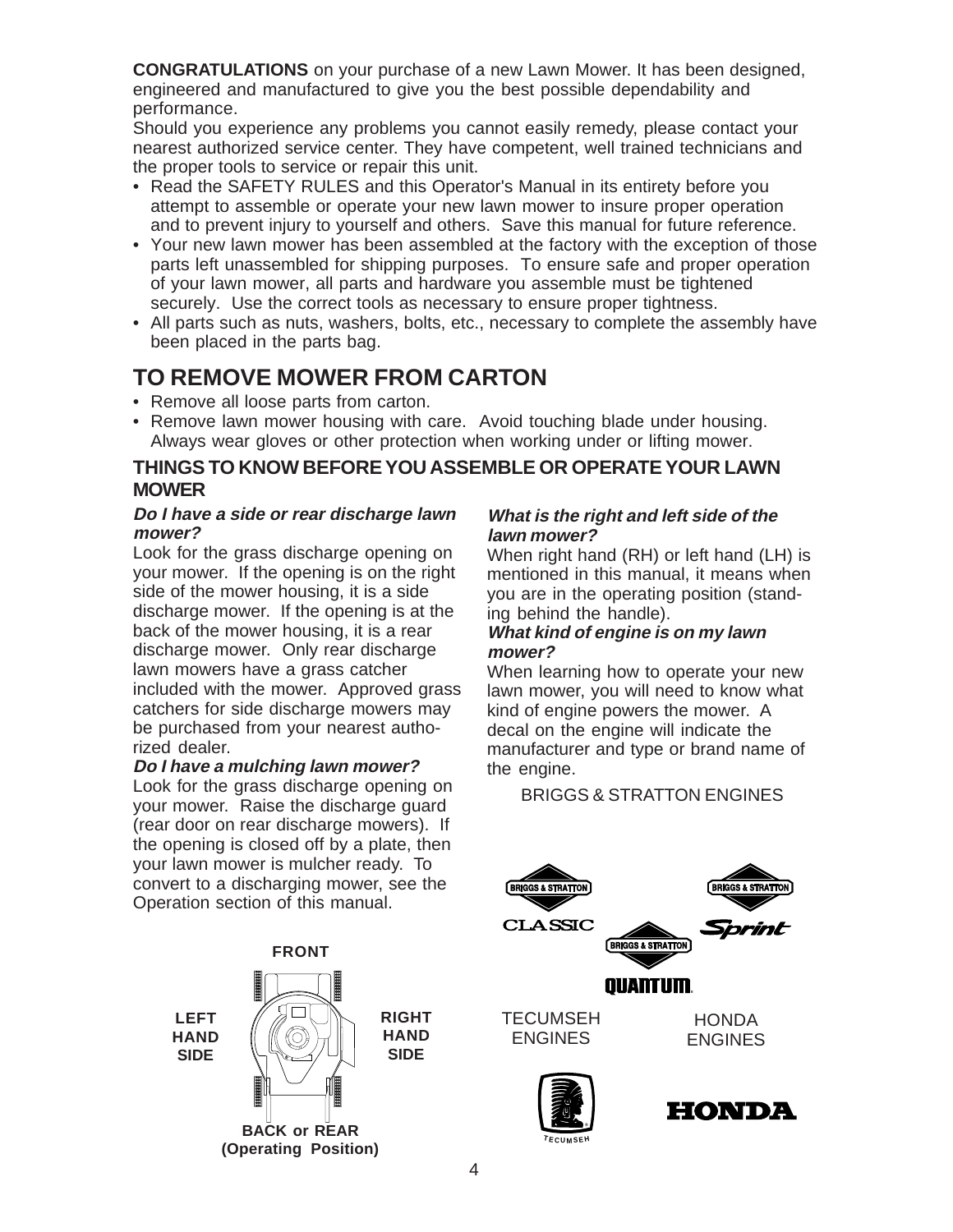**CONGRATULATIONS** on your purchase of a new Lawn Mower. It has been designed, engineered and manufactured to give you the best possible dependability and performance.

Should you experience any problems you cannot easily remedy, please contact your nearest authorized service center. They have competent, well trained technicians and the proper tools to service or repair this unit.

- Read the SAFETY RULES and this Operator's Manual in its entirety before you attempt to assemble or operate your new lawn mower to insure proper operation and to prevent injury to yourself and others. Save this manual for future reference.
- Your new lawn mower has been assembled at the factory with the exception of those parts left unassembled for shipping purposes. To ensure safe and proper operation of your lawn mower, all parts and hardware you assemble must be tightened securely. Use the correct tools as necessary to ensure proper tightness.
- All parts such as nuts, washers, bolts, etc., necessary to complete the assembly have been placed in the parts bag.

## TO REMOVE MOWER FROM CARTON

- Remove all loose parts from carton.
- Remove lawn mower housing with care. Avoid touching blade under housing. Always wear gloves or other protection when working under or lifting mower.

### THINGS TO KNOW BEFORE YOU ASSEMBLE OR OPERATE YOUR LAWN MOWER

***Do I have a side or rear discharge lawn mower?***

Look for the grass discharge opening on your mower. If the opening is on the right side of the mower housing, it is a side discharge mower. If the opening is at the back of the mower housing, it is a rear discharge mower. Only rear discharge lawn mowers have a grass catcher included with the mower. Approved grass catchers for side discharge mowers may be purchased from your nearest authorized dealer.

***Do I have a mulching lawn mower?***

Look for the grass discharge opening on your mower. Raise the discharge guard (rear door on rear discharge mowers). If the opening is closed off by a plate, then your lawn mower is mulcher ready. To convert to a discharging mower, see the Operation section of this manual.

FRONT

LEFT HAND SIDE

RIGHT HAND SIDE

BACK or REAR (Operating Position)

***What is the right and left side of the lawn mower?***

When right hand (RH) or left hand (LH) is mentioned in this manual, it means when you are in the operating position (standing behind the handle).

***What kind of engine is on my lawn mower?***

When learning how to operate your new lawn mower, you will need to know what kind of engine powers the mower. A decal on the engine will indicate the manufacturer and type or brand name of the engine.

BRIGGS & STRATTON ENGINES

BRIGGS & STRATTON CLASSIC

BRIGGS & STRATTON Sprint

BRIGGS & STRATTON QUANTUM

TECUMSEH ENGINES

TECUMSEH

HONDA ENGINES

HONDA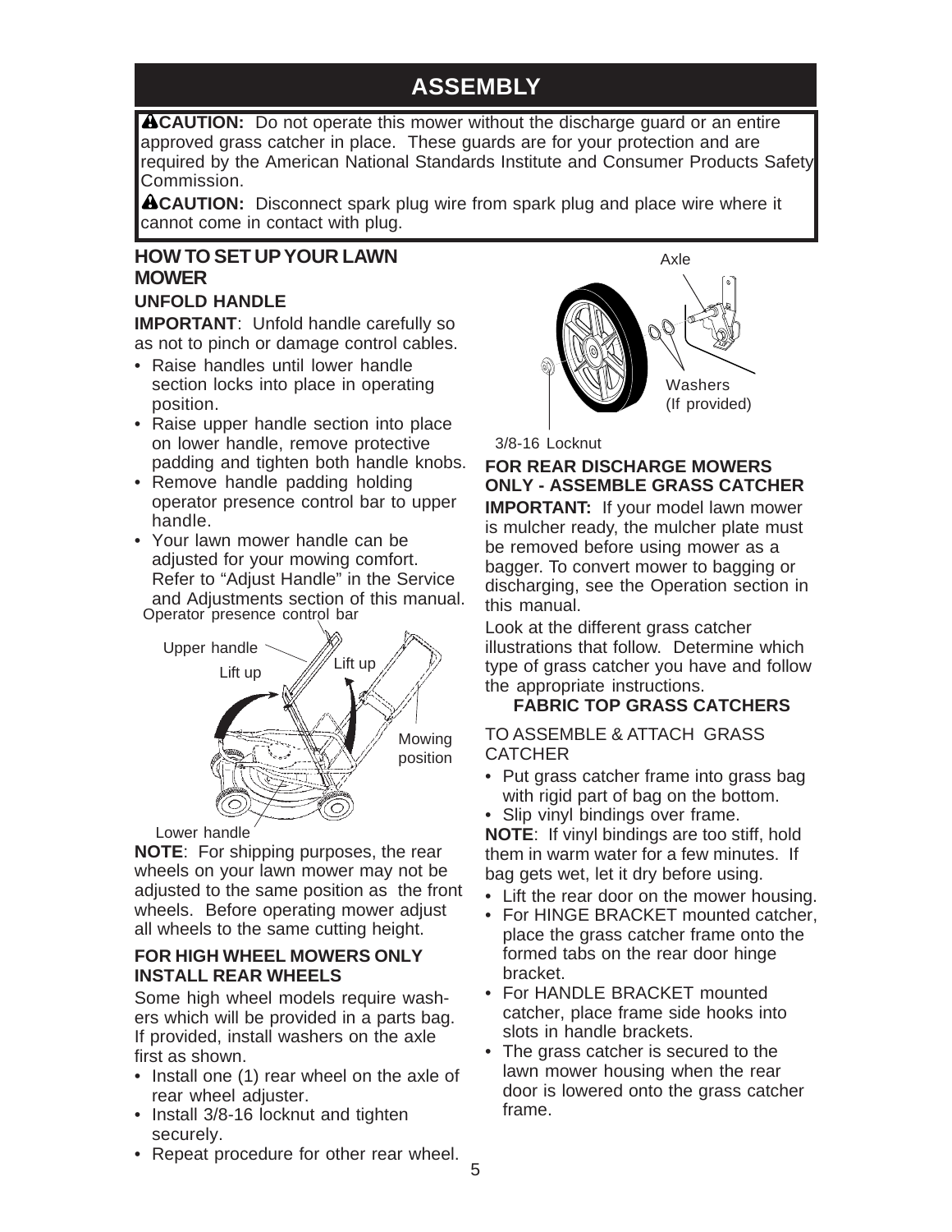# ASSEMBLY

**⚠CAUTION:** Do not operate this mower without the discharge guard or an entire approved grass catcher in place. These guards are for your protection and are required by the American National Standards Institute and Consumer Products Safety Commission.

**⚠CAUTION:** Disconnect spark plug wire from spark plug and place wire where it cannot come in contact with plug.

## HOW TO SET UP YOUR LAWN MOWER

### UNFOLD HANDLE

**IMPORTANT**: Unfold handle carefully so as not to pinch or damage control cables.

- Raise handles until lower handle section locks into place in operating position.
- Raise upper handle section into place on lower handle, remove protective padding and tighten both handle knobs.
- Remove handle padding holding operator presence control bar to upper handle.
- Your lawn mower handle can be adjusted for your mowing comfort. Refer to "Adjust Handle" in the Service and Adjustments section of this manual.

Operator presence control bar

Upper handle

Lift up

Lift up

Mowing position

Lower handle

**NOTE**: For shipping purposes, the rear wheels on your lawn mower may not be adjusted to the same position as the front wheels. Before operating mower adjust all wheels to the same cutting height.

### FOR HIGH WHEEL MOWERS ONLY INSTALL REAR WHEELS

Some high wheel models require washers which will be provided in a parts bag. If provided, install washers on the axle first as shown.

- Install one (1) rear wheel on the axle of rear wheel adjuster.
- Install 3/8-16 locknut and tighten securely.
- Repeat procedure for other rear wheel.

Axle

Washers (If provided)

3/8-16 Locknut

### FOR REAR DISCHARGE MOWERS ONLY - ASSEMBLE GRASS CATCHER

**IMPORTANT:** If your model lawn mower is mulcher ready, the mulcher plate must be removed before using mower as a bagger. To convert mower to bagging or discharging, see the Operation section in this manual.

Look at the different grass catcher illustrations that follow. Determine which type of grass catcher you have and follow the appropriate instructions.

**FABRIC TOP GRASS CATCHERS**

TO ASSEMBLE & ATTACH GRASS CATCHER

- Put grass catcher frame into grass bag with rigid part of bag on the bottom.
- Slip vinyl bindings over frame.

**NOTE**: If vinyl bindings are too stiff, hold them in warm water for a few minutes. If bag gets wet, let it dry before using.

- Lift the rear door on the mower housing.
- For HINGE BRACKET mounted catcher, place the grass catcher frame onto the formed tabs on the rear door hinge bracket.
- For HANDLE BRACKET mounted catcher, place frame side hooks into slots in handle brackets.
- The grass catcher is secured to the lawn mower housing when the rear door is lowered onto the grass catcher frame.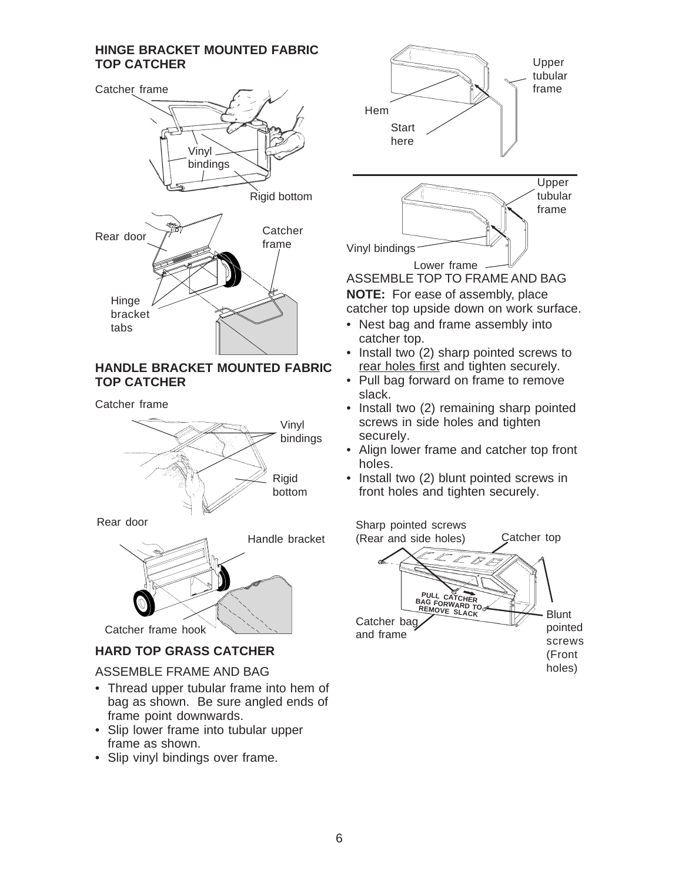### HINGE BRACKET MOUNTED FABRIC TOP CATCHER

Catcher frame

Vinyl bindings

Rigid bottom

Rear door

Catcher frame

Hinge bracket tabs

### HANDLE BRACKET MOUNTED FABRIC TOP CATCHER

Catcher frame

Vinyl bindings

Rigid bottom

Rear door

Handle bracket

Catcher frame hook

### HARD TOP GRASS CATCHER

ASSEMBLE FRAME AND BAG

- Thread upper tubular frame into hem of bag as shown. Be sure angled ends of frame point downwards.
- Slip lower frame into tubular upper frame as shown.
- Slip vinyl bindings over frame.

Upper tubular frame

Hem

Start here

Upper tubular frame

Vinyl bindings

Lower frame

ASSEMBLE TOP TO FRAME AND BAG

**NOTE:** For ease of assembly, place catcher top upside down on work surface.

- Nest bag and frame assembly into catcher top.
- Install two (2) sharp pointed screws to rear holes first and tighten securely.
- Pull bag forward on frame to remove slack.
- Install two (2) remaining sharp pointed screws in side holes and tighten securely.
- Align lower frame and catcher top front holes.
- Install two (2) blunt pointed screws in front holes and tighten securely.

Sharp pointed screws (Rear and side holes)

Catcher top

PULL CATCHER BAG FORWARD TO REMOVE SLACK

Catcher bag and frame

Blunt pointed screws (Front holes)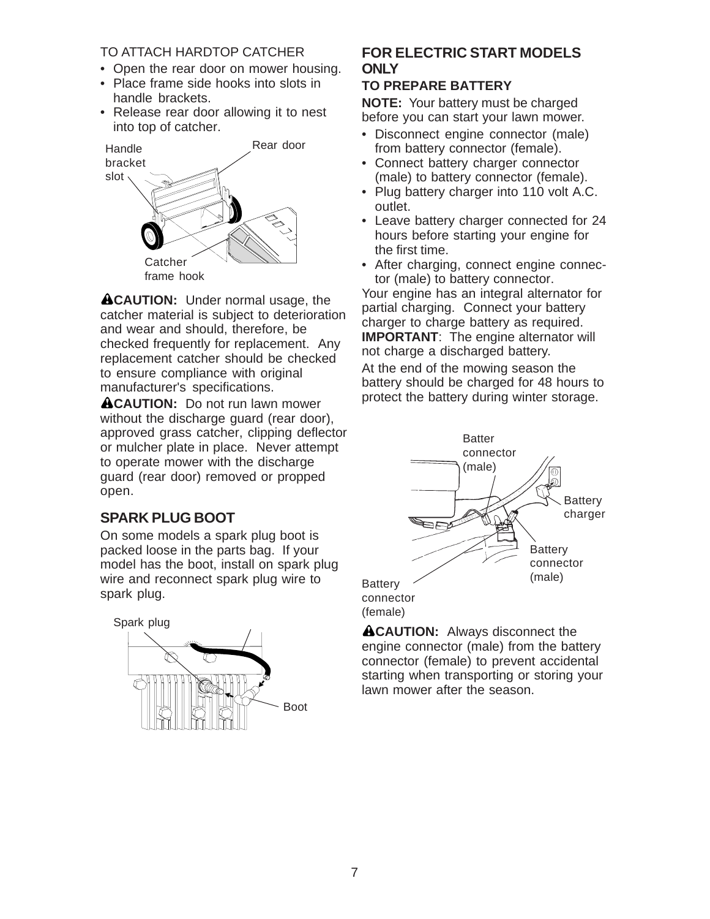TO ATTACH HARDTOP CATCHER

- Open the rear door on mower housing.
- Place frame side hooks into slots in handle brackets.
- Release rear door allowing it to nest into top of catcher.

Handle bracket slot

Rear door

Catcher frame hook

**⚠CAUTION:** Under normal usage, the catcher material is subject to deterioration and wear and should, therefore, be checked frequently for replacement. Any replacement catcher should be checked to ensure compliance with original manufacturer's specifications.

**⚠CAUTION:** Do not run lawn mower without the discharge guard (rear door), approved grass catcher, clipping deflector or mulcher plate in place. Never attempt to operate mower with the discharge guard (rear door) removed or propped open.

## SPARK PLUG BOOT

On some models a spark plug boot is packed loose in the parts bag. If your model has the boot, install on spark plug wire and reconnect spark plug wire to spark plug.

Spark plug

Boot

## FOR ELECTRIC START MODELS ONLY

### TO PREPARE BATTERY

**NOTE:** Your battery must be charged before you can start your lawn mower.

- Disconnect engine connector (male) from battery connector (female).
- Connect battery charger connector (male) to battery connector (female).
- Plug battery charger into 110 volt A.C. outlet.
- Leave battery charger connected for 24 hours before starting your engine for the first time.
- After charging, connect engine connector (male) to battery connector.

Your engine has an integral alternator for partial charging. Connect your battery charger to charge battery as required.

**IMPORTANT**: The engine alternator will not charge a discharged battery.

At the end of the mowing season the battery should be charged for 48 hours to protect the battery during winter storage.

Batter connector (male)

Battery charger

Battery connector (male)

Battery connector (female)

**⚠CAUTION:** Always disconnect the engine connector (male) from the battery connector (female) to prevent accidental starting when transporting or storing your lawn mower after the season.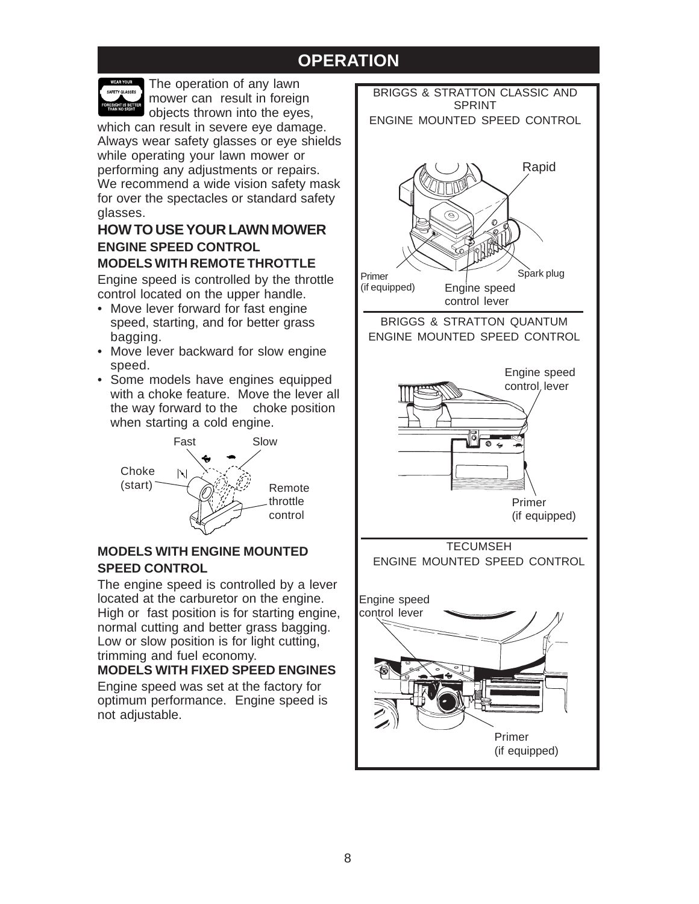## OPERATION

The operation of any lawn mower can result in foreign objects thrown into the eyes, which can result in severe eye damage. Always wear safety glasses or eye shields while operating your lawn mower or performing any adjustments or repairs. We recommend a wide vision safety mask for over the spectacles or standard safety glasses.

### HOW TO USE YOUR LAWN MOWER

**ENGINE SPEED CONTROL**

**MODELS WITH REMOTE THROTTLE**

Engine speed is controlled by the throttle control located on the upper handle.

- Move lever forward for fast engine speed, starting, and for better grass bagging.
- Move lever backward for slow engine speed.
- Some models have engines equipped with a choke feature. Move the lever all the way forward to the choke position when starting a cold engine.

Fast Slow

Choke (start)

Remote throttle control

**MODELS WITH ENGINE MOUNTED SPEED CONTROL**

The engine speed is controlled by a lever located at the carburetor on the engine. High or fast position is for starting engine, normal cutting and better grass bagging. Low or slow position is for light cutting, trimming and fuel economy.

**MODELS WITH FIXED SPEED ENGINES**

Engine speed was set at the factory for optimum performance. Engine speed is not adjustable.

BRIGGS & STRATTON CLASSIC AND SPRINT
ENGINE MOUNTED SPEED CONTROL

Rapid

Primer (if equipped)

Engine speed control lever

Spark plug

BRIGGS & STRATTON QUANTUM
ENGINE MOUNTED SPEED CONTROL

Engine speed control lever

Primer (if equipped)

TECUMSEH
ENGINE MOUNTED SPEED CONTROL

Engine speed control lever

Primer (if equipped)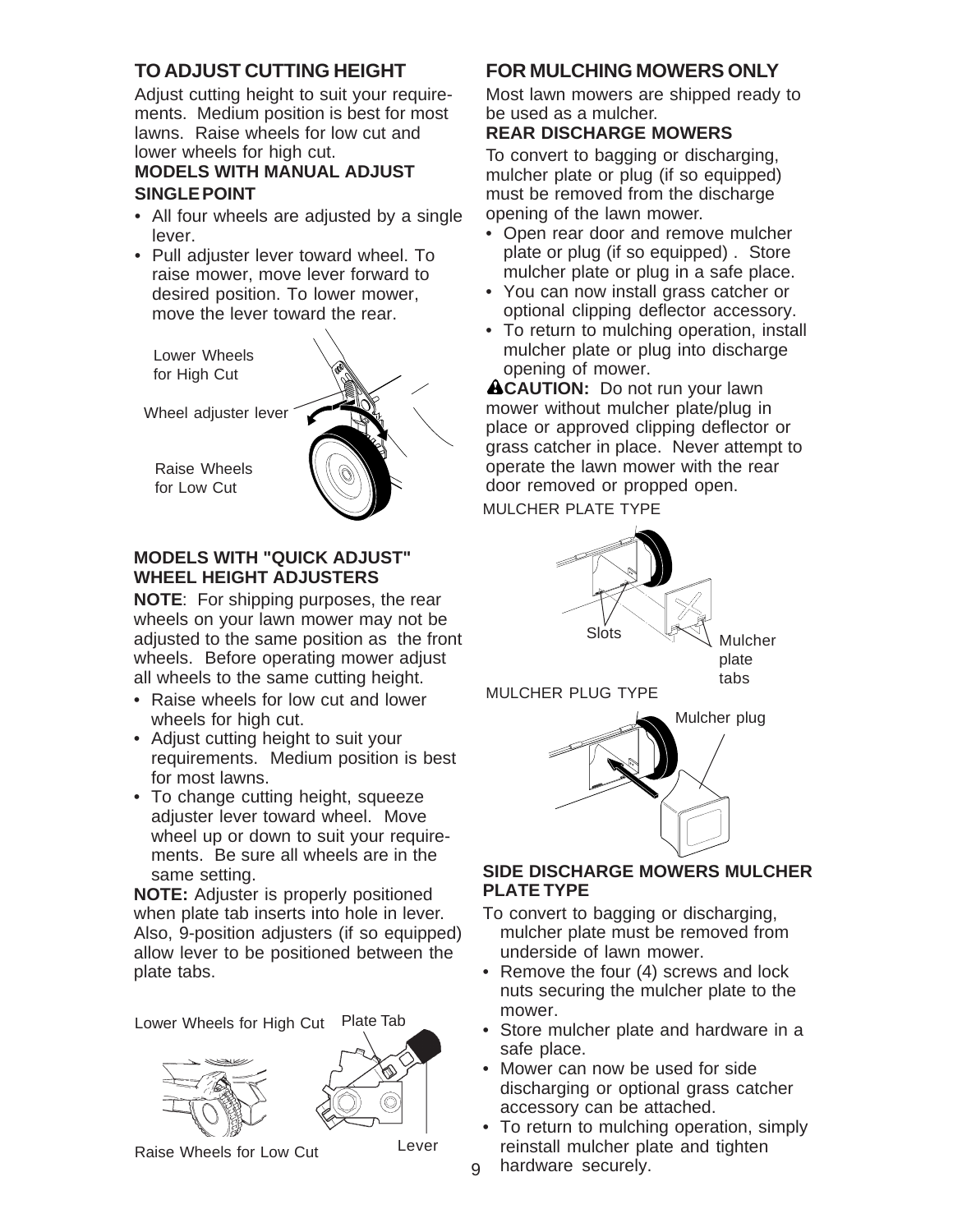## TO ADJUST CUTTING HEIGHT

Adjust cutting height to suit your requirements. Medium position is best for most lawns. Raise wheels for low cut and lower wheels for high cut.

### MODELS WITH MANUAL ADJUST SINGLE POINT

- All four wheels are adjusted by a single lever.
- Pull adjuster lever toward wheel. To raise mower, move lever forward to desired position. To lower mower, move the lever toward the rear.

Lower Wheels for High Cut

Wheel adjuster lever

Raise Wheels for Low Cut

### MODELS WITH "QUICK ADJUST" WHEEL HEIGHT ADJUSTERS

**NOTE**: For shipping purposes, the rear wheels on your lawn mower may not be adjusted to the same position as the front wheels. Before operating mower adjust all wheels to the same cutting height.

- Raise wheels for low cut and lower wheels for high cut.
- Adjust cutting height to suit your requirements. Medium position is best for most lawns.
- To change cutting height, squeeze adjuster lever toward wheel. Move wheel up or down to suit your requirements. Be sure all wheels are in the same setting.

**NOTE:** Adjuster is properly positioned when plate tab inserts into hole in lever. Also, 9-position adjusters (if so equipped) allow lever to be positioned between the plate tabs.

Lower Wheels for High Cut

Plate Tab

Raise Wheels for Low Cut

Lever

## FOR MULCHING MOWERS ONLY

Most lawn mowers are shipped ready to be used as a mulcher.

### REAR DISCHARGE MOWERS

To convert to bagging or discharging, mulcher plate or plug (if so equipped) must be removed from the discharge opening of the lawn mower.

- Open rear door and remove mulcher plate or plug (if so equipped) . Store mulcher plate or plug in a safe place.
- You can now install grass catcher or optional clipping deflector accessory.
- To return to mulching operation, install mulcher plate or plug into discharge opening of mower.

**⚠CAUTION:** Do not run your lawn mower without mulcher plate/plug in place or approved clipping deflector or grass catcher in place. Never attempt to operate the lawn mower with the rear door removed or propped open.

MULCHER PLATE TYPE

Slots

Mulcher plate tabs

MULCHER PLUG TYPE

Mulcher plug

### SIDE DISCHARGE MOWERS MULCHER PLATE TYPE

To convert to bagging or discharging, mulcher plate must be removed from underside of lawn mower.

- Remove the four (4) screws and lock nuts securing the mulcher plate to the mower.
- Store mulcher plate and hardware in a safe place.
- Mower can now be used for side discharging or optional grass catcher accessory can be attached.
- To return to mulching operation, simply reinstall mulcher plate and tighten hardware securely.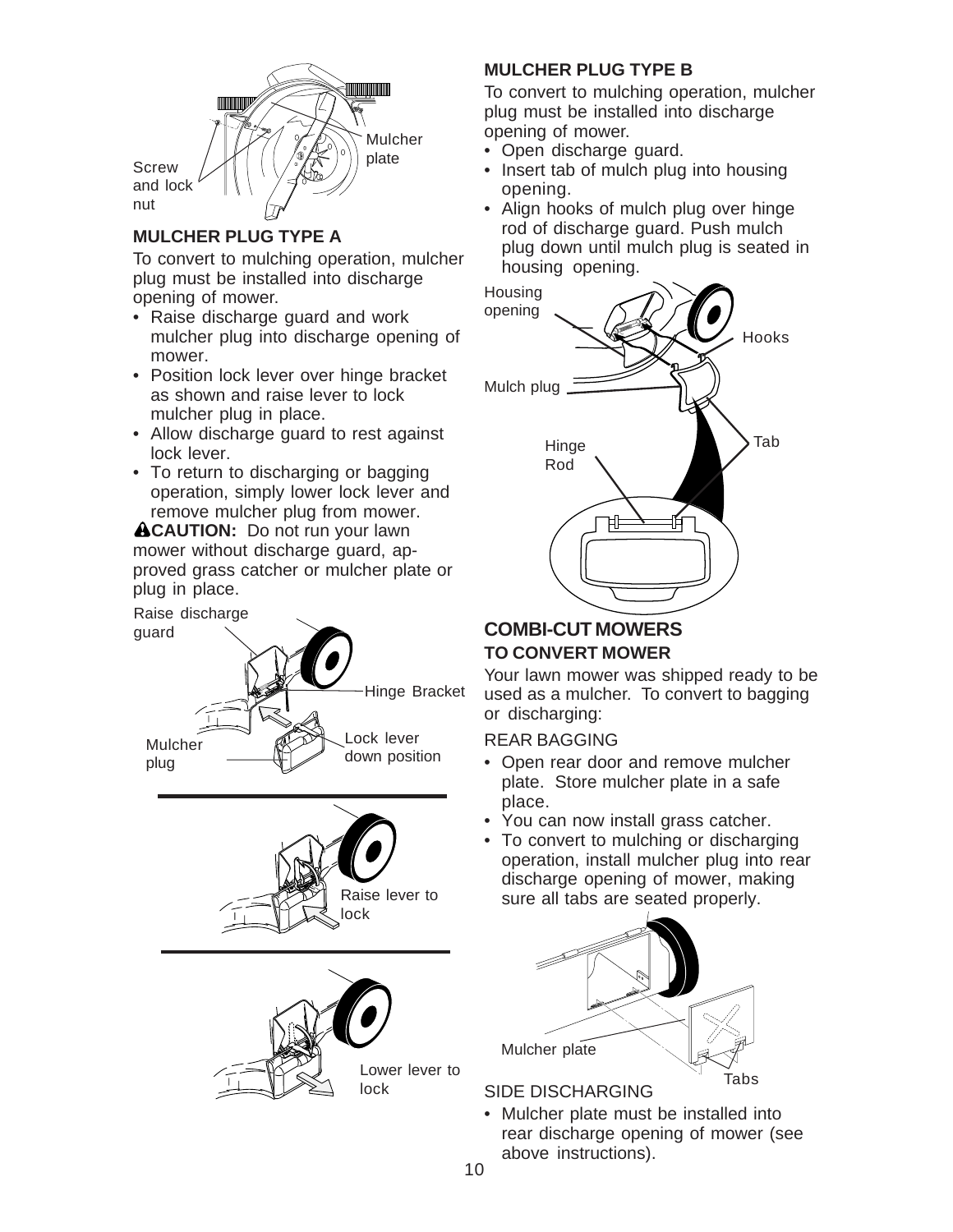## MULCHER PLUG TYPE A

To convert to mulching operation, mulcher plug must be installed into discharge opening of mower.

- Raise discharge guard and work mulcher plug into discharge opening of mower.
- Position lock lever over hinge bracket as shown and raise lever to lock mulcher plug in place.
- Allow discharge guard to rest against lock lever.
- To return to discharging or bagging operation, simply lower lock lever and remove mulcher plug from mower.

**⚠CAUTION:** Do not run your lawn mower without discharge guard, approved grass catcher or mulcher plate or plug in place.

## MULCHER PLUG TYPE B

To convert to mulching operation, mulcher plug must be installed into discharge opening of mower.

- Open discharge guard.
- Insert tab of mulch plug into housing opening.
- Align hooks of mulch plug over hinge rod of discharge guard. Push mulch plug down until mulch plug is seated in housing opening.

## COMBI-CUT MOWERS

### TO CONVERT MOWER

Your lawn mower was shipped ready to be used as a mulcher. To convert to bagging or discharging:

REAR BAGGING

- Open rear door and remove mulcher plate. Store mulcher plate in a safe place.
- You can now install grass catcher.
- To convert to mulching or discharging operation, install mulcher plug into rear discharge opening of mower, making sure all tabs are seated properly.

SIDE DISCHARGING

- Mulcher plate must be installed into rear discharge opening of mower (see above instructions).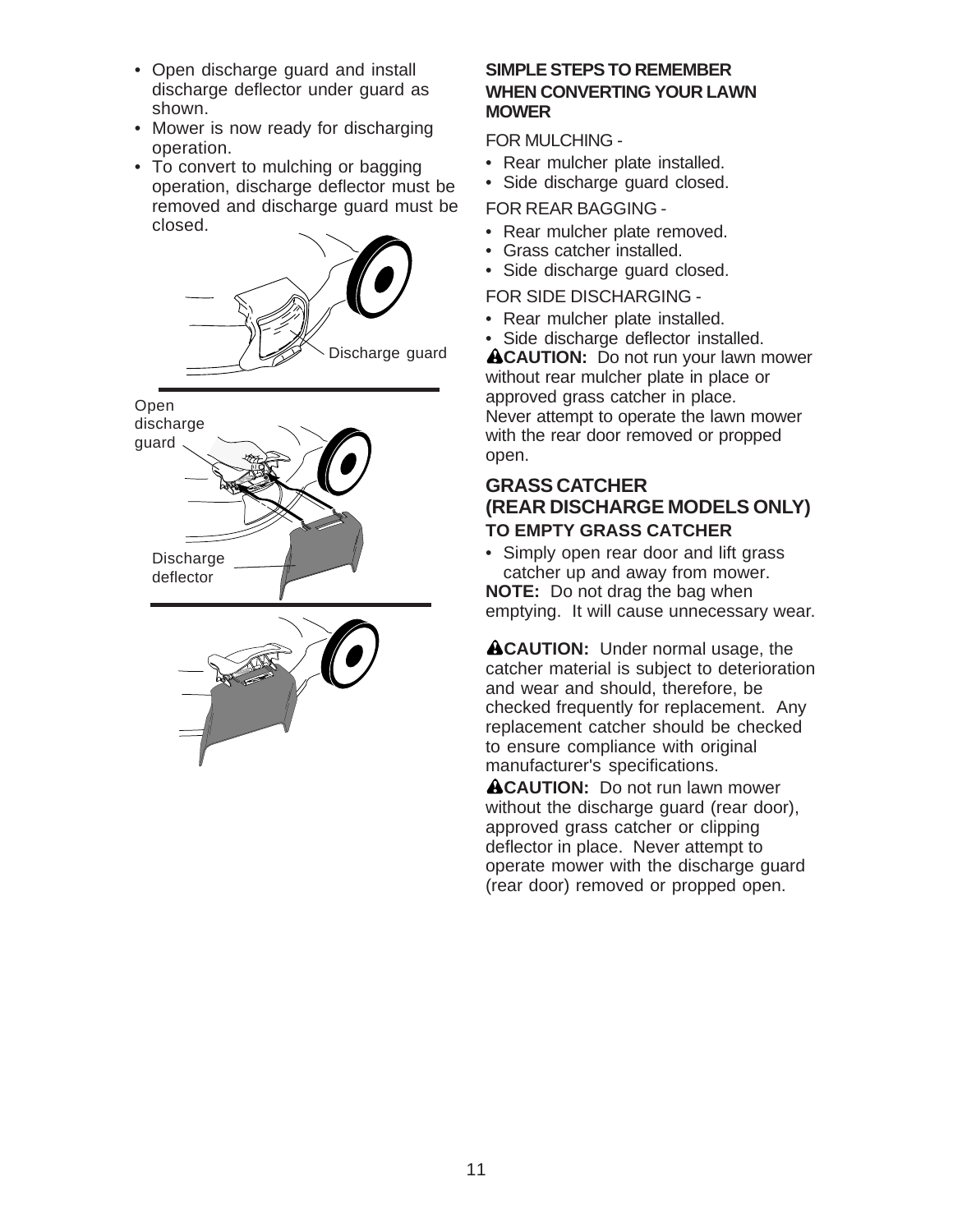- Open discharge guard and install discharge deflector under guard as shown.
- Mower is now ready for discharging operation.
- To convert to mulching or bagging operation, discharge deflector must be removed and discharge guard must be closed.

Discharge guard

Open discharge guard

Discharge deflector

**SIMPLE STEPS TO REMEMBER WHEN CONVERTING YOUR LAWN MOWER**

FOR MULCHING -

- Rear mulcher plate installed.
- Side discharge guard closed.

FOR REAR BAGGING -

- Rear mulcher plate removed.
- Grass catcher installed.
- Side discharge guard closed.

FOR SIDE DISCHARGING -

- Rear mulcher plate installed.
- Side discharge deflector installed.

**⚠CAUTION:** Do not run your lawn mower without rear mulcher plate in place or approved grass catcher in place. Never attempt to operate the lawn mower with the rear door removed or propped open.

## GRASS CATCHER (REAR DISCHARGE MODELS ONLY)

### TO EMPTY GRASS CATCHER

- Simply open rear door and lift grass catcher up and away from mower.

**NOTE:** Do not drag the bag when emptying. It will cause unnecessary wear.

**⚠CAUTION:** Under normal usage, the catcher material is subject to deterioration and wear and should, therefore, be checked frequently for replacement. Any replacement catcher should be checked to ensure compliance with original manufacturer's specifications.

**⚠CAUTION:** Do not run lawn mower without the discharge guard (rear door), approved grass catcher or clipping deflector in place. Never attempt to operate mower with the discharge guard (rear door) removed or propped open.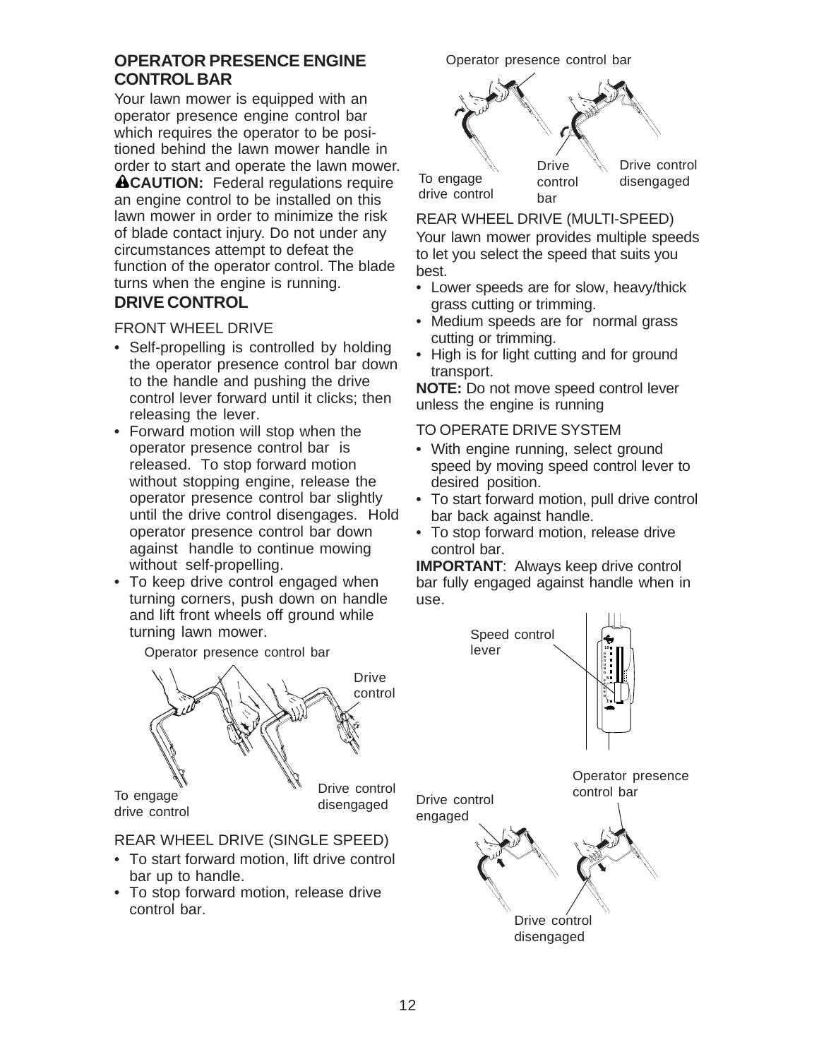## OPERATOR PRESENCE ENGINE CONTROL BAR

Your lawn mower is equipped with an operator presence engine control bar which requires the operator to be positioned behind the lawn mower handle in order to start and operate the lawn mower.

**⚠CAUTION:** Federal regulations require an engine control to be installed on this lawn mower in order to minimize the risk of blade contact injury. Do not under any circumstances attempt to defeat the function of the operator control. The blade turns when the engine is running.

## DRIVE CONTROL

FRONT WHEEL DRIVE

- Self-propelling is controlled by holding the operator presence control bar down to the handle and pushing the drive control lever forward until it clicks; then releasing the lever.
- Forward motion will stop when the operator presence control bar is released. To stop forward motion without stopping engine, release the operator presence control bar slightly until the drive control disengages. Hold operator presence control bar down against handle to continue mowing without self-propelling.
- To keep drive control engaged when turning corners, push down on handle and lift front wheels off ground while turning lawn mower.

Operator presence control bar

Drive control

To engage drive control

Drive control disengaged

REAR WHEEL DRIVE (SINGLE SPEED)

- To start forward motion, lift drive control bar up to handle.
- To stop forward motion, release drive control bar.

Operator presence control bar

To engage drive control

Drive control bar

Drive control disengaged

REAR WHEEL DRIVE (MULTI-SPEED)

Your lawn mower provides multiple speeds to let you select the speed that suits you best.

- Lower speeds are for slow, heavy/thick grass cutting or trimming.
- Medium speeds are for normal grass cutting or trimming.
- High is for light cutting and for ground transport.

**NOTE:** Do not move speed control lever unless the engine is running

TO OPERATE DRIVE SYSTEM

- With engine running, select ground speed by moving speed control lever to desired position.
- To start forward motion, pull drive control bar back against handle.
- To stop forward motion, release drive control bar.

**IMPORTANT**: Always keep drive control bar fully engaged against handle when in use.

Speed control lever

Operator presence control bar

Drive control engaged

Drive control disengaged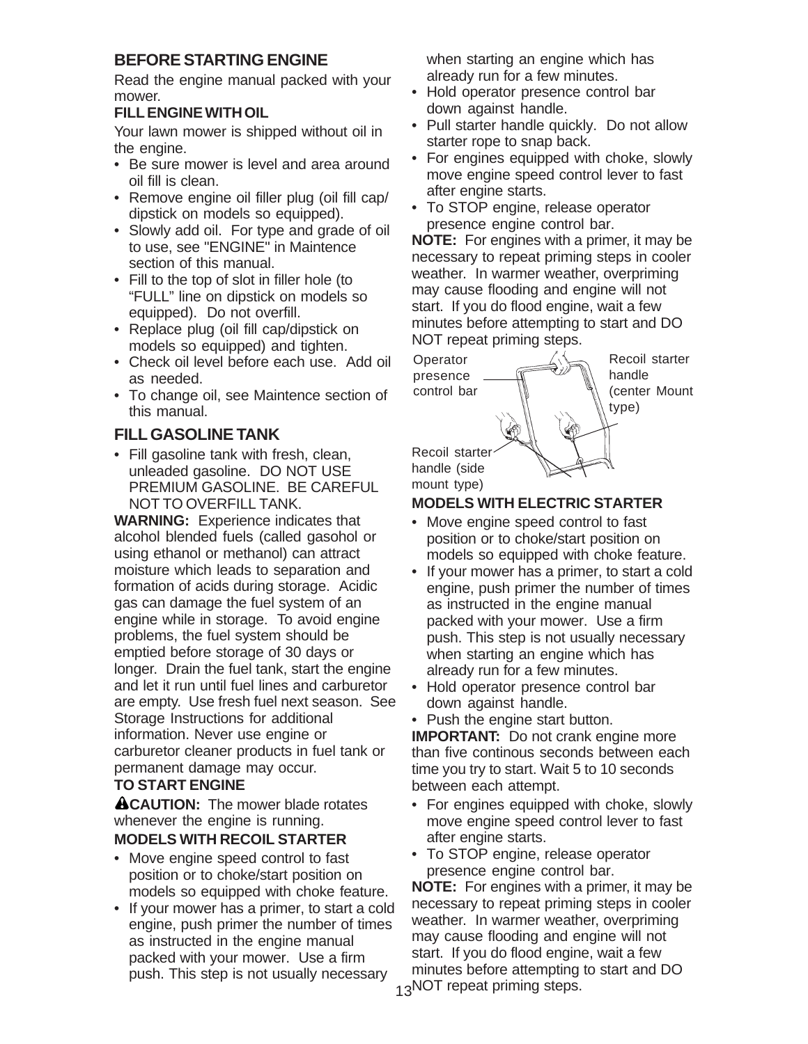## BEFORE STARTING ENGINE

Read the engine manual packed with your mower.

### FILL ENGINE WITH OIL

Your lawn mower is shipped without oil in the engine.

- Be sure mower is level and area around oil fill is clean.
- Remove engine oil filler plug (oil fill cap/ dipstick on models so equipped).
- Slowly add oil. For type and grade of oil to use, see "ENGINE" in Maintence section of this manual.
- Fill to the top of slot in filler hole (to "FULL" line on dipstick on models so equipped). Do not overfill.
- Replace plug (oil fill cap/dipstick on models so equipped) and tighten.
- Check oil level before each use. Add oil as needed.
- To change oil, see Maintence section of this manual.

## FILL GASOLINE TANK

- Fill gasoline tank with fresh, clean, unleaded gasoline. DO NOT USE PREMIUM GASOLINE. BE CAREFUL NOT TO OVERFILL TANK.

**WARNING:** Experience indicates that alcohol blended fuels (called gasohol or using ethanol or methanol) can attract moisture which leads to separation and formation of acids during storage. Acidic gas can damage the fuel system of an engine while in storage. To avoid engine problems, the fuel system should be emptied before storage of 30 days or longer. Drain the fuel tank, start the engine and let it run until fuel lines and carburetor are empty. Use fresh fuel next season. See Storage Instructions for additional information. Never use engine or carburetor cleaner products in fuel tank or permanent damage may occur.

### TO START ENGINE

**⚠CAUTION:** The mower blade rotates whenever the engine is running.

### MODELS WITH RECOIL STARTER

- Move engine speed control to fast position or to choke/start position on models so equipped with choke feature.
- If your mower has a primer, to start a cold engine, push primer the number of times as instructed in the engine manual packed with your mower. Use a firm push. This step is not usually necessary when starting an engine which has already run for a few minutes.
- Hold operator presence control bar down against handle.
- Pull starter handle quickly. Do not allow starter rope to snap back.
- For engines equipped with choke, slowly move engine speed control lever to fast after engine starts.
- To STOP engine, release operator presence engine control bar.

**NOTE:** For engines with a primer, it may be necessary to repeat priming steps in cooler weather. In warmer weather, overpriming may cause flooding and engine will not start. If you do flood engine, wait a few minutes before attempting to start and DO NOT repeat priming steps.

Operator presence control bar

Recoil starter handle (center Mount type)

Recoil starter handle (side mount type)

### MODELS WITH ELECTRIC STARTER

- Move engine speed control to fast position or to choke/start position on models so equipped with choke feature.
- If your mower has a primer, to start a cold engine, push primer the number of times as instructed in the engine manual packed with your mower. Use a firm push. This step is not usually necessary when starting an engine which has already run for a few minutes.
- Hold operator presence control bar down against handle.
- Push the engine start button.

**IMPORTANT:** Do not crank engine more than five continous seconds between each time you try to start. Wait 5 to 10 seconds between each attempt.

- For engines equipped with choke, slowly move engine speed control lever to fast after engine starts.
- To STOP engine, release operator presence engine control bar.

**NOTE:** For engines with a primer, it may be necessary to repeat priming steps in cooler weather. In warmer weather, overpriming may cause flooding and engine will not start. If you do flood engine, wait a few minutes before attempting to start and DO NOT repeat priming steps.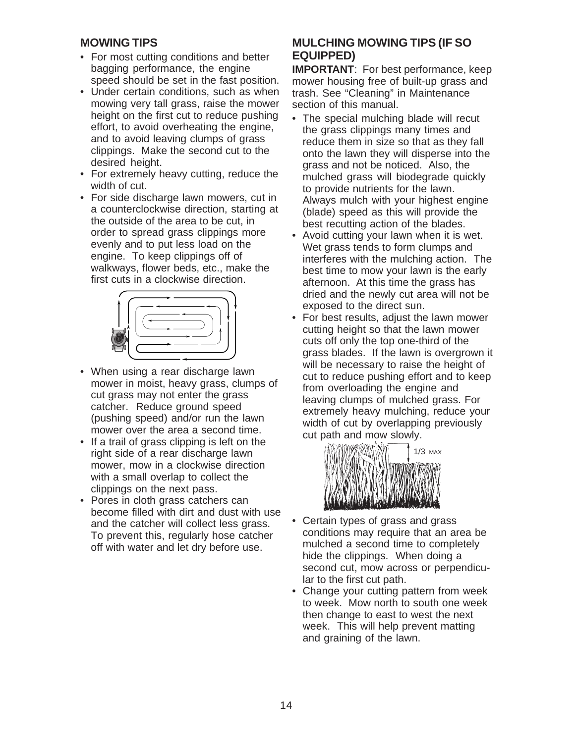## MOWING TIPS

- For most cutting conditions and better bagging performance, the engine speed should be set in the fast position.
- Under certain conditions, such as when mowing very tall grass, raise the mower height on the first cut to reduce pushing effort, to avoid overheating the engine, and to avoid leaving clumps of grass clippings. Make the second cut to the desired height.
- For extremely heavy cutting, reduce the width of cut.
- For side discharge lawn mowers, cut in a counterclockwise direction, starting at the outside of the area to be cut, in order to spread grass clippings more evenly and to put less load on the engine. To keep clippings off of walkways, flower beds, etc., make the first cuts in a clockwise direction.
- When using a rear discharge lawn mower in moist, heavy grass, clumps of cut grass may not enter the grass catcher. Reduce ground speed (pushing speed) and/or run the lawn mower over the area a second time.
- If a trail of grass clipping is left on the right side of a rear discharge lawn mower, mow in a clockwise direction with a small overlap to collect the clippings on the next pass.
- Pores in cloth grass catchers can become filled with dirt and dust with use and the catcher will collect less grass. To prevent this, regularly hose catcher off with water and let dry before use.

## MULCHING MOWING TIPS (IF SO EQUIPPED)

**IMPORTANT**: For best performance, keep mower housing free of built-up grass and trash. See "Cleaning" in Maintenance section of this manual.

- The special mulching blade will recut the grass clippings many times and reduce them in size so that as they fall onto the lawn they will disperse into the grass and not be noticed. Also, the mulched grass will biodegrade quickly to provide nutrients for the lawn. Always mulch with your highest engine (blade) speed as this will provide the best recutting action of the blades.
- Avoid cutting your lawn when it is wet. Wet grass tends to form clumps and interferes with the mulching action. The best time to mow your lawn is the early afternoon. At this time the grass has dried and the newly cut area will not be exposed to the direct sun.
- For best results, adjust the lawn mower cutting height so that the lawn mower cuts off only the top one-third of the grass blades. If the lawn is overgrown it will be necessary to raise the height of cut to reduce pushing effort and to keep from overloading the engine and leaving clumps of mulched grass. For extremely heavy mulching, reduce your width of cut by overlapping previously cut path and mow slowly.

1/3 MAX

- Certain types of grass and grass conditions may require that an area be mulched a second time to completely hide the clippings. When doing a second cut, mow across or perpendicular to the first cut path.
- Change your cutting pattern from week to week. Mow north to south one week then change to east to west the next week. This will help prevent matting and graining of the lawn.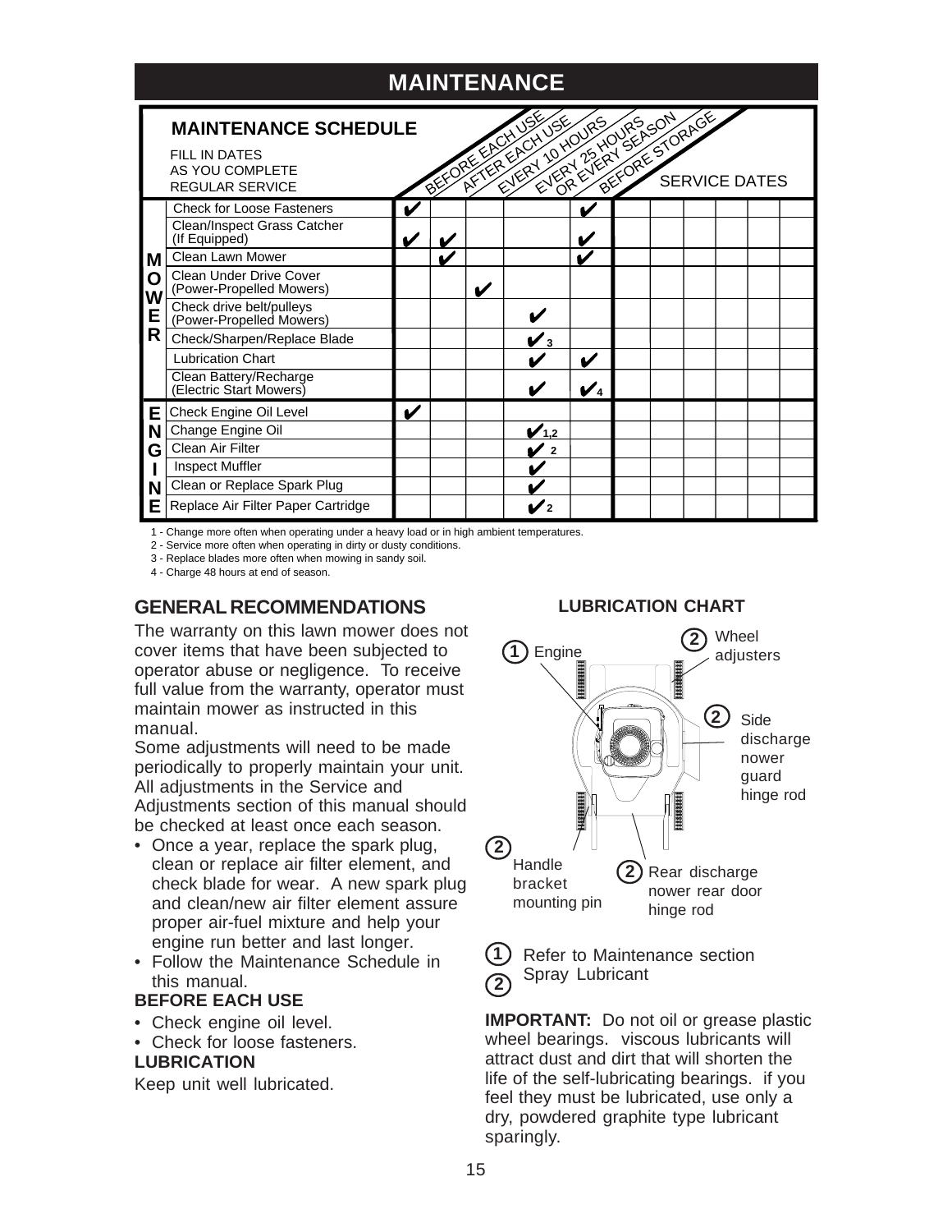# MAINTENANCE

## MAINTENANCE SCHEDULE

FILL IN DATES AS YOU COMPLETE REGULAR SERVICE

| | | BEFORE EACH USE | AFTER EACH USE | EVERY 10 HOURS | EVERY 25 HOURS OR EVERY SEASON | BEFORE STORAGE | SERVICE DATES | | | | | | |
|---|---|---|---|---|---|---|---|---|---|---|---|---|---|
| MOWER | Check for Loose Fasteners | ✔ | | | | ✔ | | | | | | | |
| | Clean/Inspect Grass Catcher (If Equipped) | ✔ | ✔ | | | ✔ | | | | | | | |
| | Clean Lawn Mower | | ✔ | | | ✔ | | | | | | | |
| | Clean Under Drive Cover (Power-Propelled Mowers) | | | ✔ | | | | | | | | | |
| | Check drive belt/pulleys (Power-Propelled Mowers) | | | | ✔ | | | | | | | | |
| | Check/Sharpen/Replace Blade | | | | ✔ 3 | | | | | | | | |
| | Lubrication Chart | | | | ✔ | ✔ | | | | | | | |
| | Clean Battery/Recharge (Electric Start Mowers) | | | | ✔ | ✔ 4 | | | | | | | |
| ENGINE | Check Engine Oil Level | ✔ | | | | | | | | | | | |
| | Change Engine Oil | | | | ✔ 1,2 | | | | | | | | |
| | Clean Air Filter | | | | ✔ 2 | | | | | | | | |
| | Inspect Muffler | | | | ✔ | | | | | | | | |
| | Clean or Replace Spark Plug | | | | ✔ | | | | | | | | |
| | Replace Air Filter Paper Cartridge | | | | ✔ 2 | | | | | | | | |

1 - Change more often when operating under a heavy load or in high ambient temperatures.
2 - Service more often when operating in dirty or dusty conditions.
3 - Replace blades more often when mowing in sandy soil.
4 - Charge 48 hours at end of season.

## GENERAL RECOMMENDATIONS

The warranty on this lawn mower does not cover items that have been subjected to operator abuse or negligence. To receive full value from the warranty, operator must maintain mower as instructed in this manual.

Some adjustments will need to be made periodically to properly maintain your unit. All adjustments in the Service and Adjustments section of this manual should be checked at least once each season.

- Once a year, replace the spark plug, clean or replace air filter element, and check blade for wear. A new spark plug and clean/new air filter element assure proper air-fuel mixture and help your engine run better and last longer.
- Follow the Maintenance Schedule in this manual.

**BEFORE EACH USE**

- Check engine oil level.
- Check for loose fasteners.

**LUBRICATION**

Keep unit well lubricated.

### LUBRICATION CHART

1 Engine
2 Wheel adjusters
2 Side discharge nower guard hinge rod
2 Handle bracket mounting pin
2 Rear discharge nower rear door hinge rod

1 Refer to Maintenance section
2 Spray Lubricant

**IMPORTANT:** Do not oil or grease plastic wheel bearings. viscous lubricants will attract dust and dirt that will shorten the life of the self-lubricating bearings. if you feel they must be lubricated, use only a dry, powdered graphite type lubricant sparingly.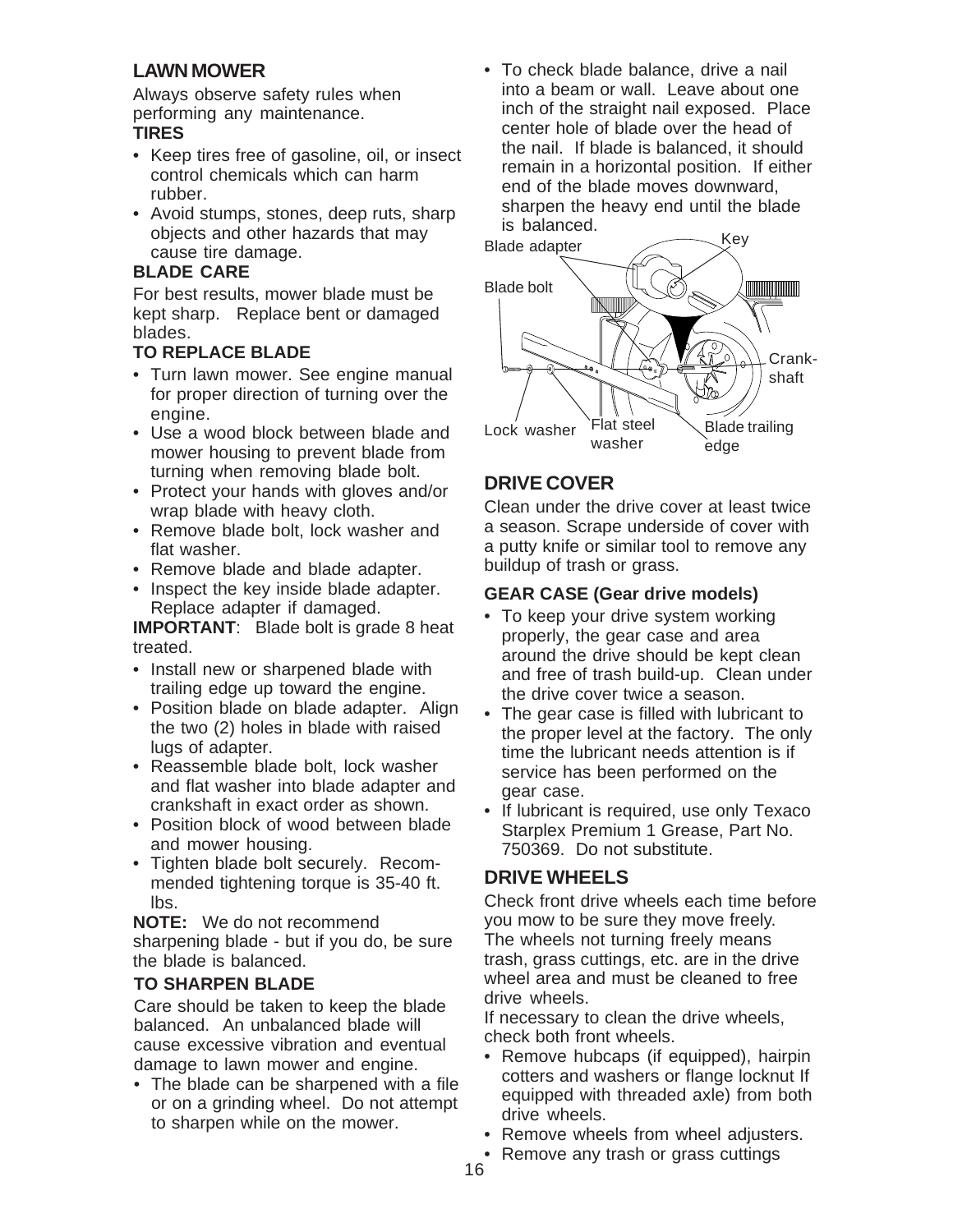## LAWN MOWER

Always observe safety rules when performing any maintenance.

### TIRES

- Keep tires free of gasoline, oil, or insect control chemicals which can harm rubber.
- Avoid stumps, stones, deep ruts, sharp objects and other hazards that may cause tire damage.

### BLADE CARE

For best results, mower blade must be kept sharp. Replace bent or damaged blades.

### TO REPLACE BLADE

- Turn lawn mower. See engine manual for proper direction of turning over the engine.
- Use a wood block between blade and mower housing to prevent blade from turning when removing blade bolt.
- Protect your hands with gloves and/or wrap blade with heavy cloth.
- Remove blade bolt, lock washer and flat washer.
- Remove blade and blade adapter.
- Inspect the key inside blade adapter. Replace adapter if damaged.

**IMPORTANT**: Blade bolt is grade 8 heat treated.

- Install new or sharpened blade with trailing edge up toward the engine.
- Position blade on blade adapter. Align the two (2) holes in blade with raised lugs of adapter.
- Reassemble blade bolt, lock washer and flat washer into blade adapter and crankshaft in exact order as shown.
- Position block of wood between blade and mower housing.
- Tighten blade bolt securely. Recommended tightening torque is 35-40 ft. lbs.

**NOTE:** We do not recommend sharpening blade - but if you do, be sure the blade is balanced.

### TO SHARPEN BLADE

Care should be taken to keep the blade balanced. An unbalanced blade will cause excessive vibration and eventual damage to lawn mower and engine.

- The blade can be sharpened with a file or on a grinding wheel. Do not attempt to sharpen while on the mower.
- To check blade balance, drive a nail into a beam or wall. Leave about one inch of the straight nail exposed. Place center hole of blade over the head of the nail. If blade is balanced, it should remain in a horizontal position. If either end of the blade moves downward, sharpen the heavy end until the blade is balanced.

Blade adapter, Key, Blade bolt, Crankshaft, Lock washer, Flat steel washer, Blade trailing edge

## DRIVE COVER

Clean under the drive cover at least twice a season. Scrape underside of cover with a putty knife or similar tool to remove any buildup of trash or grass.

### GEAR CASE (Gear drive models)

- To keep your drive system working properly, the gear case and area around the drive should be kept clean and free of trash build-up. Clean under the drive cover twice a season.
- The gear case is filled with lubricant to the proper level at the factory. The only time the lubricant needs attention is if service has been performed on the gear case.
- If lubricant is required, use only Texaco Starplex Premium 1 Grease, Part No. 750369. Do not substitute.

## DRIVE WHEELS

Check front drive wheels each time before you mow to be sure they move freely. The wheels not turning freely means trash, grass cuttings, etc. are in the drive wheel area and must be cleaned to free drive wheels.

If necessary to clean the drive wheels, check both front wheels.

- Remove hubcaps (if equipped), hairpin cotters and washers or flange locknut If equipped with threaded axle) from both drive wheels.
- Remove wheels from wheel adjusters.
- Remove any trash or grass cuttings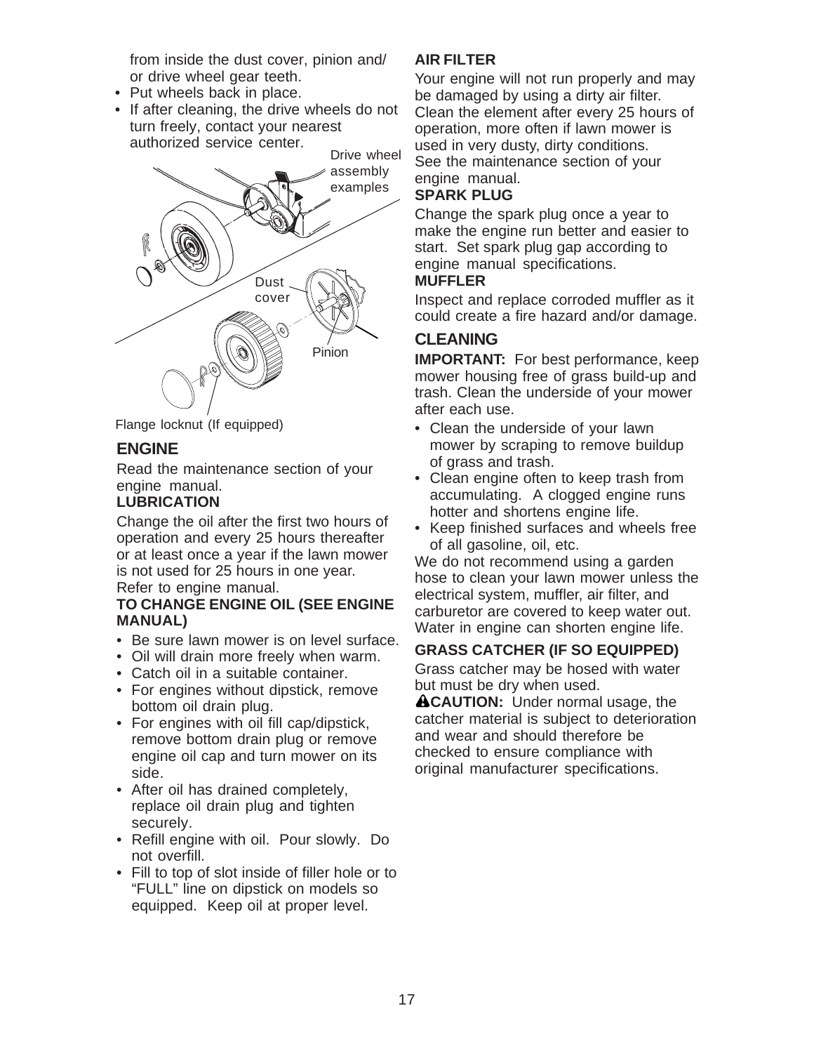from inside the dust cover, pinion and/ or drive wheel gear teeth.

- Put wheels back in place.
- If after cleaning, the drive wheels do not turn freely, contact your nearest authorized service center.

Drive wheel assembly examples

Dust cover

Pinion

Flange locknut (If equipped)

## ENGINE

Read the maintenance section of your engine manual.

### LUBRICATION

Change the oil after the first two hours of operation and every 25 hours thereafter or at least once a year if the lawn mower is not used for 25 hours in one year. Refer to engine manual.

### TO CHANGE ENGINE OIL (SEE ENGINE MANUAL)

- Be sure lawn mower is on level surface.
- Oil will drain more freely when warm.
- Catch oil in a suitable container.
- For engines without dipstick, remove bottom oil drain plug.
- For engines with oil fill cap/dipstick, remove bottom drain plug or remove engine oil cap and turn mower on its side.
- After oil has drained completely, replace oil drain plug and tighten securely.
- Refill engine with oil. Pour slowly. Do not overfill.
- Fill to top of slot inside of filler hole or to "FULL" line on dipstick on models so equipped. Keep oil at proper level.

### AIR FILTER

Your engine will not run properly and may be damaged by using a dirty air filter. Clean the element after every 25 hours of operation, more often if lawn mower is used in very dusty, dirty conditions. See the maintenance section of your engine manual.

### SPARK PLUG

Change the spark plug once a year to make the engine run better and easier to start. Set spark plug gap according to engine manual specifications.

### MUFFLER

Inspect and replace corroded muffler as it could create a fire hazard and/or damage.

## CLEANING

**IMPORTANT:** For best performance, keep mower housing free of grass build-up and trash. Clean the underside of your mower after each use.

- Clean the underside of your lawn mower by scraping to remove buildup of grass and trash.
- Clean engine often to keep trash from accumulating. A clogged engine runs hotter and shortens engine life.
- Keep finished surfaces and wheels free of all gasoline, oil, etc.

We do not recommend using a garden hose to clean your lawn mower unless the electrical system, muffler, air filter, and carburetor are covered to keep water out. Water in engine can shorten engine life.

### GRASS CATCHER (IF SO EQUIPPED)

Grass catcher may be hosed with water but must be dry when used.

**⚠CAUTION:** Under normal usage, the catcher material is subject to deterioration and wear and should therefore be checked to ensure compliance with original manufacturer specifications.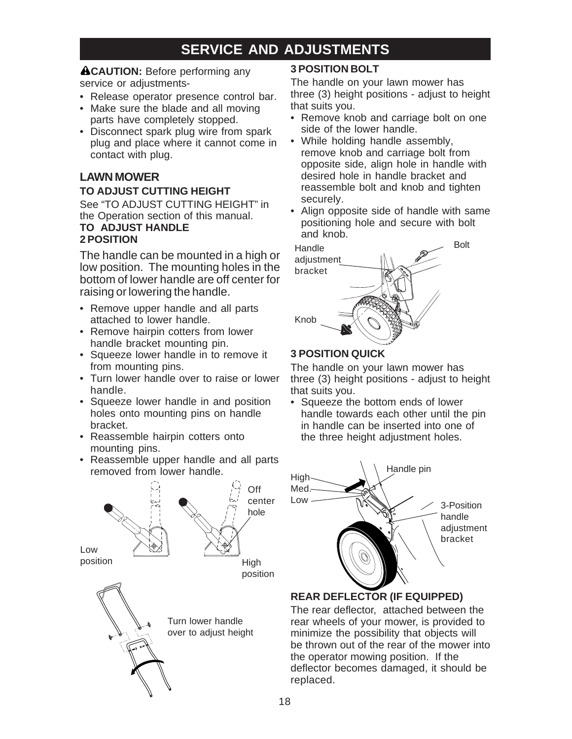# SERVICE AND ADJUSTMENTS

**⚠CAUTION:** Before performing any service or adjustments-

- Release operator presence control bar.
- Make sure the blade and all moving parts have completely stopped.
- Disconnect spark plug wire from spark plug and place where it cannot come in contact with plug.

## LAWN MOWER

### TO ADJUST CUTTING HEIGHT

See "TO ADJUST CUTTING HEIGHT" in the Operation section of this manual.

### TO ADJUST HANDLE

### 2 POSITION

The handle can be mounted in a high or low position. The mounting holes in the bottom of lower handle are off center for raising or lowering the handle.

- Remove upper handle and all parts attached to lower handle.
- Remove hairpin cotters from lower handle bracket mounting pin.
- Squeeze lower handle in to remove it from mounting pins.
- Turn lower handle over to raise or lower handle.
- Squeeze lower handle in and position holes onto mounting pins on handle bracket.
- Reassemble hairpin cotters onto mounting pins.
- Reassemble upper handle and all parts removed from lower handle.

Low position

Off center hole

High position

Turn lower handle over to adjust height

### 3 POSITION BOLT

The handle on your lawn mower has three (3) height positions - adjust to height that suits you.

- Remove knob and carriage bolt on one side of the lower handle.
- While holding handle assembly, remove knob and carriage bolt from opposite side, align hole in handle with desired hole in handle bracket and reassemble bolt and knob and tighten securely.
- Align opposite side of handle with same positioning hole and secure with bolt and knob.

Handle adjustment bracket

Bolt

Knob

### 3 POSITION QUICK

The handle on your lawn mower has three (3) height positions - adjust to height that suits you.

- Squeeze the bottom ends of lower handle towards each other until the pin in handle can be inserted into one of the three height adjustment holes.

High

Med.

Low

Handle pin

3-Position handle adjustment bracket

### REAR DEFLECTOR (IF EQUIPPED)

The rear deflector, attached between the rear wheels of your mower, is provided to minimize the possibility that objects will be thrown out of the rear of the mower into the operator mowing position. If the deflector becomes damaged, it should be replaced.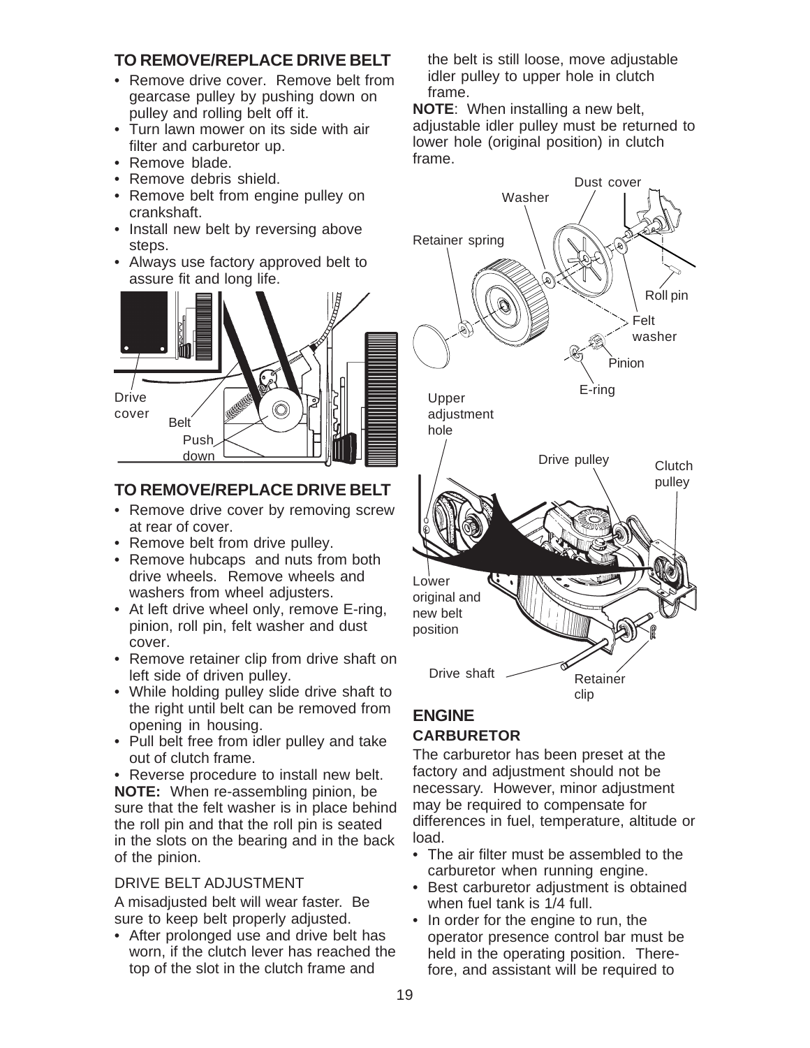## TO REMOVE/REPLACE DRIVE BELT

- Remove drive cover. Remove belt from gearcase pulley by pushing down on pulley and rolling belt off it.
- Turn lawn mower on its side with air filter and carburetor up.
- Remove blade.
- Remove debris shield.
- Remove belt from engine pulley on crankshaft.
- Install new belt by reversing above steps.
- Always use factory approved belt to assure fit and long life.

Drive cover, Belt, Push down

## TO REMOVE/REPLACE DRIVE BELT

- Remove drive cover by removing screw at rear of cover.
- Remove belt from drive pulley.
- Remove hubcaps and nuts from both drive wheels. Remove wheels and washers from wheel adjusters.
- At left drive wheel only, remove E-ring, pinion, roll pin, felt washer and dust cover.
- Remove retainer clip from drive shaft on left side of driven pulley.
- While holding pulley slide drive shaft to the right until belt can be removed from opening in housing.
- Pull belt free from idler pulley and take out of clutch frame.
- Reverse procedure to install new belt.

**NOTE:** When re-assembling pinion, be sure that the felt washer is in place behind the roll pin and that the roll pin is seated in the slots on the bearing and in the back of the pinion.

### DRIVE BELT ADJUSTMENT

A misadjusted belt will wear faster. Be sure to keep belt properly adjusted.

- After prolonged use and drive belt has worn, if the clutch lever has reached the top of the slot in the clutch frame and the belt is still loose, move adjustable idler pulley to upper hole in clutch frame.

**NOTE**: When installing a new belt, adjustable idler pulley must be returned to lower hole (original position) in clutch frame.

Dust cover, Washer, Retainer spring, Roll pin, Felt washer, Pinion, E-ring, Upper adjustment hole, Drive pulley, Clutch pulley, Lower original and new belt position, Drive shaft, Retainer clip

## ENGINE

### CARBURETOR

The carburetor has been preset at the factory and adjustment should not be necessary. However, minor adjustment may be required to compensate for differences in fuel, temperature, altitude or load.

- The air filter must be assembled to the carburetor when running engine.
- Best carburetor adjustment is obtained when fuel tank is 1/4 full.
- In order for the engine to run, the operator presence control bar must be held in the operating position. Therefore, and assistant will be required to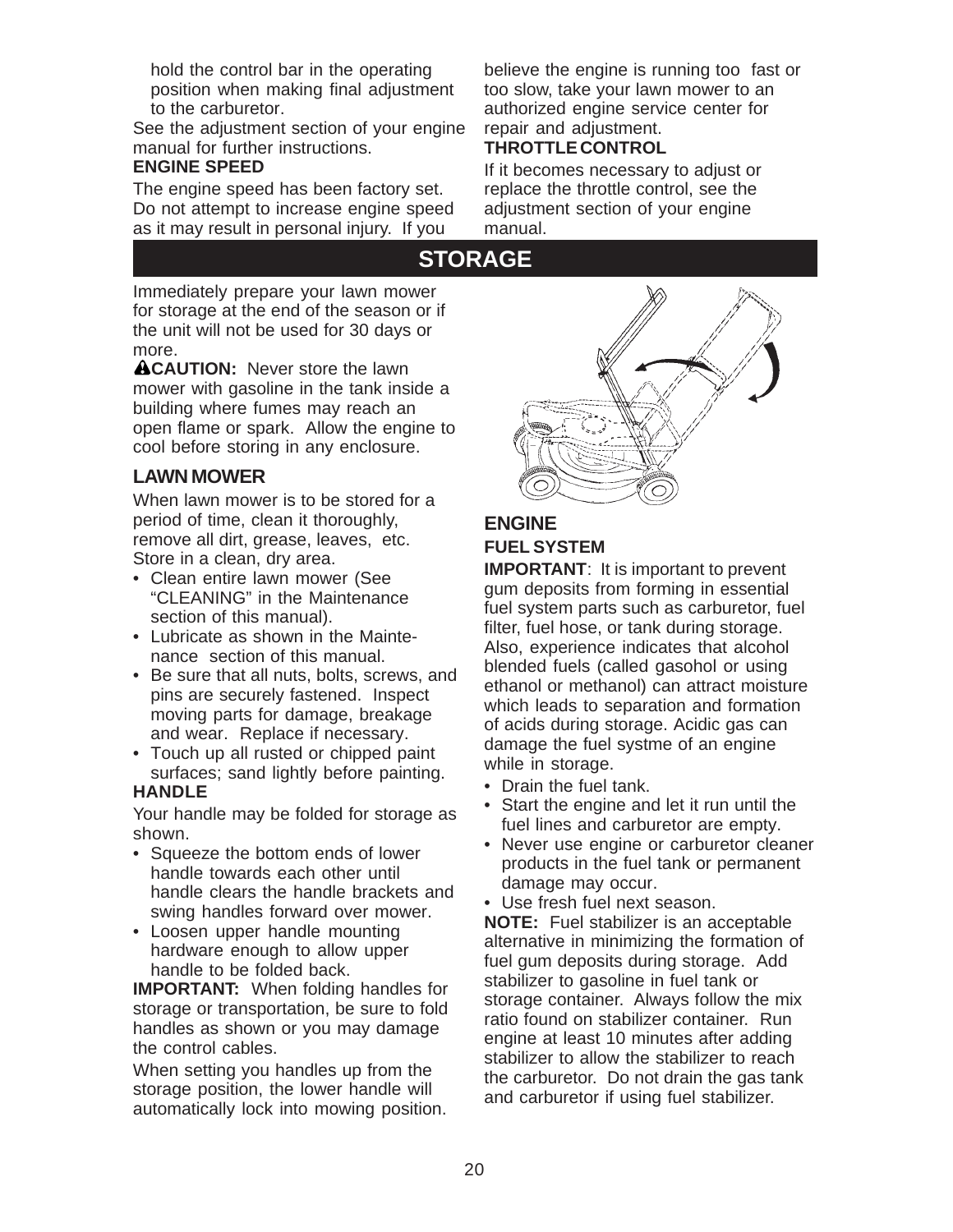hold the control bar in the operating position when making final adjustment to the carburetor.

See the adjustment section of your engine manual for further instructions.

**ENGINE SPEED**

The engine speed has been factory set. Do not attempt to increase engine speed as it may result in personal injury. If you believe the engine is running too fast or too slow, take your lawn mower to an authorized engine service center for repair and adjustment.

**THROTTLE CONTROL**

If it becomes necessary to adjust or replace the throttle control, see the adjustment section of your engine manual.

# STORAGE

Immediately prepare your lawn mower for storage at the end of the season or if the unit will not be used for 30 days or more.

**CAUTION:** Never store the lawn mower with gasoline in the tank inside a building where fumes may reach an open flame or spark. Allow the engine to cool before storing in any enclosure.

## LAWN MOWER

When lawn mower is to be stored for a period of time, clean it thoroughly, remove all dirt, grease, leaves, etc. Store in a clean, dry area.

- Clean entire lawn mower (See “CLEANING” in the Maintenance section of this manual).
- Lubricate as shown in the Maintenance section of this manual.
- Be sure that all nuts, bolts, screws, and pins are securely fastened. Inspect moving parts for damage, breakage and wear. Replace if necessary.
- Touch up all rusted or chipped paint surfaces; sand lightly before painting.

**HANDLE**

Your handle may be folded for storage as shown.

- Squeeze the bottom ends of lower handle towards each other until handle clears the handle brackets and swing handles forward over mower.
- Loosen upper handle mounting hardware enough to allow upper handle to be folded back.

**IMPORTANT:** When folding handles for storage or transportation, be sure to fold handles as shown or you may damage the control cables.

When setting you handles up from the storage position, the lower handle will automatically lock into mowing position.

## ENGINE

**FUEL SYSTEM**

**IMPORTANT**: It is important to prevent gum deposits from forming in essential fuel system parts such as carburetor, fuel filter, fuel hose, or tank during storage. Also, experience indicates that alcohol blended fuels (called gasohol or using ethanol or methanol) can attract moisture which leads to separation and formation of acids during storage. Acidic gas can damage the fuel systme of an engine while in storage.

- Drain the fuel tank.
- Start the engine and let it run until the fuel lines and carburetor are empty.
- Never use engine or carburetor cleaner products in the fuel tank or permanent damage may occur.
- Use fresh fuel next season.

**NOTE:** Fuel stabilizer is an acceptable alternative in minimizing the formation of fuel gum deposits during storage. Add stabilizer to gasoline in fuel tank or storage container. Always follow the mix ratio found on stabilizer container. Run engine at least 10 minutes after adding stabilizer to allow the stabilizer to reach the carburetor. Do not drain the gas tank and carburetor if using fuel stabilizer.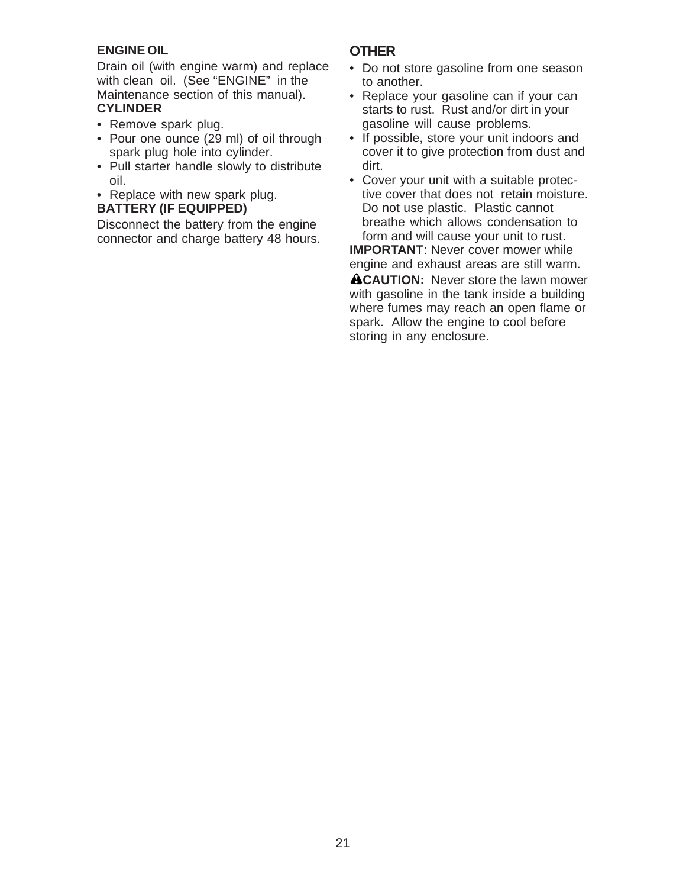**ENGINE OIL**

Drain oil (with engine warm) and replace with clean oil. (See "ENGINE" in the Maintenance section of this manual).

**CYLINDER**

- Remove spark plug.
- Pour one ounce (29 ml) of oil through spark plug hole into cylinder.
- Pull starter handle slowly to distribute oil.
- Replace with new spark plug.

**BATTERY (IF EQUIPPED)**

Disconnect the battery from the engine connector and charge battery 48 hours.

## OTHER

- Do not store gasoline from one season to another.
- Replace your gasoline can if your can starts to rust. Rust and/or dirt in your gasoline will cause problems.
- If possible, store your unit indoors and cover it to give protection from dust and dirt.
- Cover your unit with a suitable protective cover that does not retain moisture. Do not use plastic. Plastic cannot breathe which allows condensation to form and will cause your unit to rust.

**IMPORTANT**: Never cover mower while engine and exhaust areas are still warm.

⚠**CAUTION:** Never store the lawn mower with gasoline in the tank inside a building where fumes may reach an open flame or spark. Allow the engine to cool before storing in any enclosure.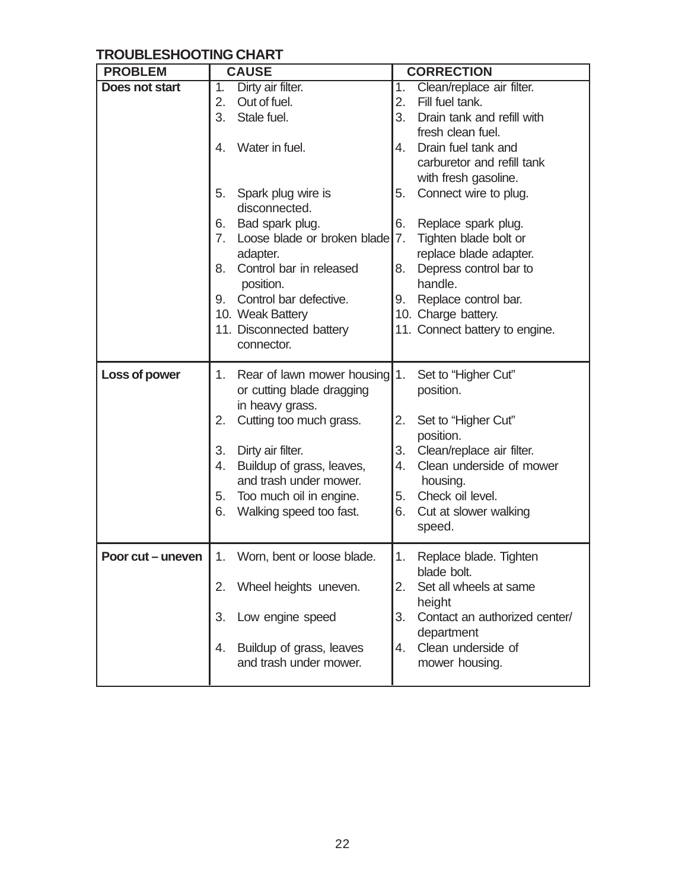## TROUBLESHOOTING CHART

| PROBLEM | CAUSE | CORRECTION |
|---|---|---|
| **Does not start** | 1. Dirty air filter. | 1. Clean/replace air filter. |
| | 2. Out of fuel. | 2. Fill fuel tank. |
| | 3. Stale fuel. | 3. Drain tank and refill with fresh clean fuel. |
| | 4. Water in fuel. | 4. Drain fuel tank and carburetor and refill tank with fresh gasoline. |
| | 5. Spark plug wire is disconnected. | 5. Connect wire to plug. |
| | 6. Bad spark plug. | 6. Replace spark plug. |
| | 7. Loose blade or broken blade adapter. | 7. Tighten blade bolt or replace blade adapter. |
| | 8. Control bar in released position. | 8. Depress control bar to handle. |
| | 9. Control bar defective. | 9. Replace control bar. |
| | 10. Weak Battery | 10. Charge battery. |
| | 11. Disconnected battery connector. | 11. Connect battery to engine. |
| **Loss of power** | 1. Rear of lawn mower housing or cutting blade dragging in heavy grass. | 1. Set to "Higher Cut" position. |
| | 2. Cutting too much grass. | 2. Set to "Higher Cut" position. |
| | 3. Dirty air filter. | 3. Clean/replace air filter. |
| | 4. Buildup of grass, leaves, and trash under mower. | 4. Clean underside of mower housing. |
| | 5. Too much oil in engine. | 5. Check oil level. |
| | 6. Walking speed too fast. | 6. Cut at slower walking speed. |
| **Poor cut – uneven** | 1. Worn, bent or loose blade. | 1. Replace blade. Tighten blade bolt. |
| | 2. Wheel heights uneven. | 2. Set all wheels at same height |
| | 3. Low engine speed | 3. Contact an authorized center/ department |
| | 4. Buildup of grass, leaves and trash under mower. | 4. Clean underside of mower housing. |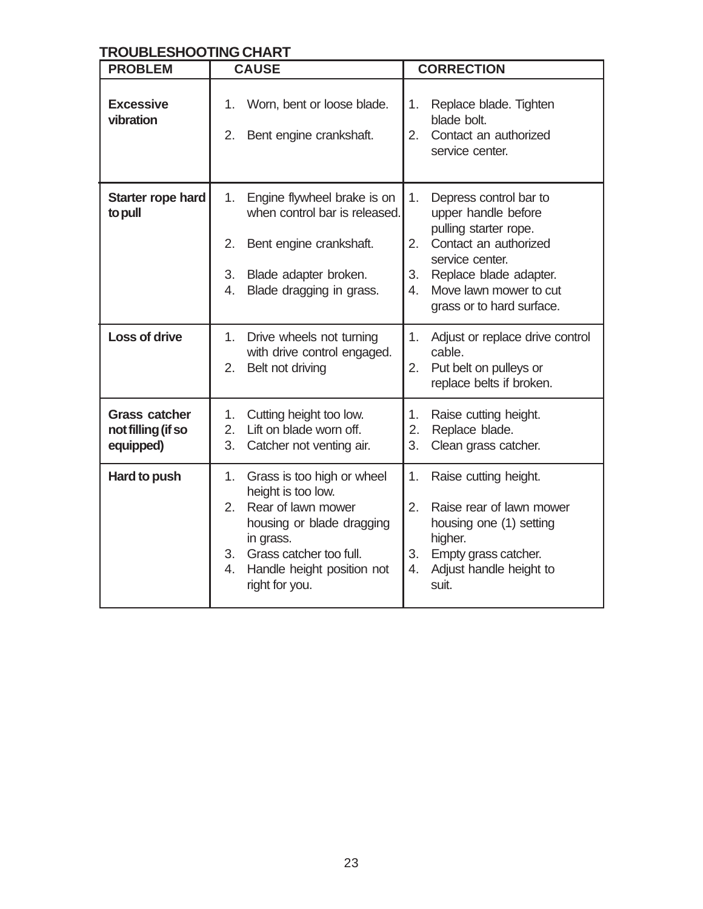## TROUBLESHOOTING CHART

| PROBLEM | CAUSE | CORRECTION |
|---|---|---|
| **Excessive vibration** | 1. Worn, bent or loose blade.<br>2. Bent engine crankshaft. | 1. Replace blade. Tighten blade bolt.<br>2. Contact an authorized service center. |
| **Starter rope hard to pull** | 1. Engine flywheel brake is on when control bar is released.<br>2. Bent engine crankshaft.<br>3. Blade adapter broken.<br>4. Blade dragging in grass. | 1. Depress control bar to upper handle before pulling starter rope.<br>2. Contact an authorized service center.<br>3. Replace blade adapter.<br>4. Move lawn mower to cut grass or to hard surface. |
| **Loss of drive** | 1. Drive wheels not turning with drive control engaged.<br>2. Belt not driving | 1. Adjust or replace drive control cable.<br>2. Put belt on pulleys or replace belts if broken. |
| **Grass catcher not filling (if so equipped)** | 1. Cutting height too low.<br>2. Lift on blade worn off.<br>3. Catcher not venting air. | 1. Raise cutting height.<br>2. Replace blade.<br>3. Clean grass catcher. |
| **Hard to push** | 1. Grass is too high or wheel height is too low.<br>2. Rear of lawn mower housing or blade dragging in grass.<br>3. Grass catcher too full.<br>4. Handle height position not right for you. | 1. Raise cutting height.<br>2. Raise rear of lawn mower housing one (1) setting higher.<br>3. Empty grass catcher.<br>4. Adjust handle height to suit. |